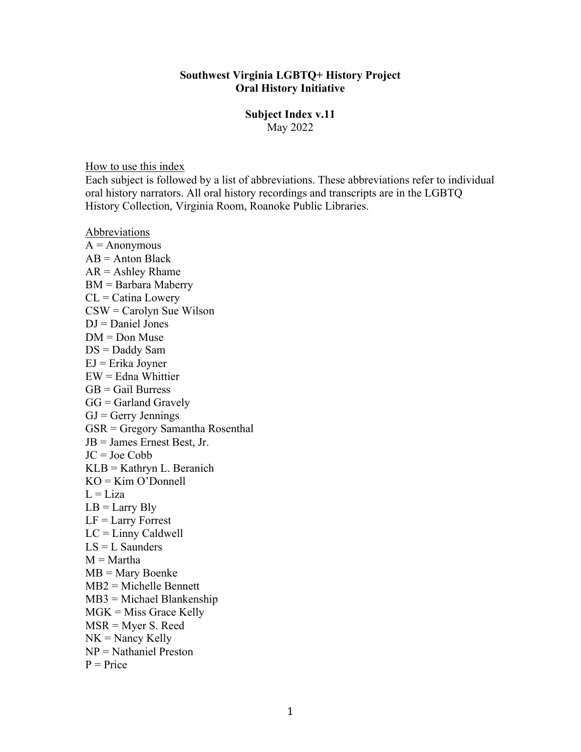# Southwest Virginia LGBTQ+ History Project
## Oral History Initiative

### Subject Index v.11
May 2022

How to use this index

Each subject is followed by a list of abbreviations. These abbreviations refer to individual oral history narrators. All oral history recordings and transcripts are in the LGBTQ History Collection, Virginia Room, Roanoke Public Libraries.

Abbreviations

A = Anonymous
AB = Anton Black
AR = Ashley Rhame
BM = Barbara Maberry
CL = Catina Lowery
CSW = Carolyn Sue Wilson
DJ = Daniel Jones
DM = Don Muse
DS = Daddy Sam
EJ = Erika Joyner
EW = Edna Whittier
GB = Gail Burress
GG = Garland Gravely
GJ = Gerry Jennings
GSR = Gregory Samantha Rosenthal
JB = James Ernest Best, Jr.
JC = Joe Cobb
KLB = Kathryn L. Beranich
KO = Kim O'Donnell
L = Liza
LB = Larry Bly
LF = Larry Forrest
LC = Linny Caldwell
LS = L Saunders
M = Martha
MB = Mary Boenke
MB2 = Michelle Bennett
MB3 = Michael Blankenship
MGK = Miss Grace Kelly
MSR = Myer S. Reed
NK = Nancy Kelly
NP = Nathaniel Preston
P = Price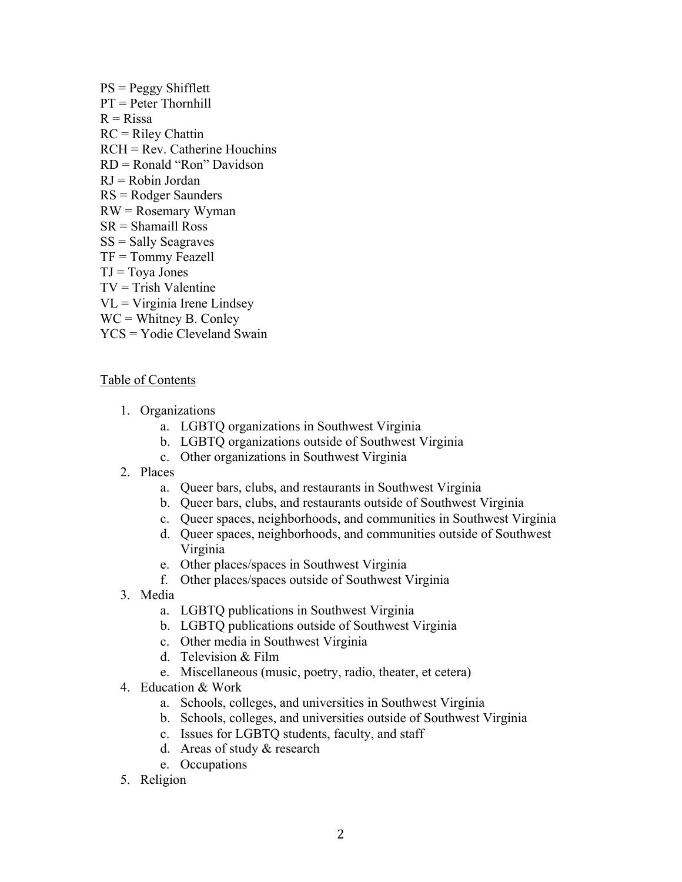PS = Peggy Shifflett
PT = Peter Thornhill
R = Rissa
RC = Riley Chattin
RCH = Rev. Catherine Houchins
RD = Ronald "Ron" Davidson
RJ = Robin Jordan
RS = Rodger Saunders
RW = Rosemary Wyman
SR = Shamaill Ross
SS = Sally Seagraves
TF = Tommy Feazell
TJ = Toya Jones
TV = Trish Valentine
VL = Virginia Irene Lindsey
WC = Whitney B. Conley
YCS = Yodie Cleveland Swain

<u>Table of Contents</u>

1. Organizations
    a. LGBTQ organizations in Southwest Virginia
    b. LGBTQ organizations outside of Southwest Virginia
    c. Other organizations in Southwest Virginia
2. Places
    a. Queer bars, clubs, and restaurants in Southwest Virginia
    b. Queer bars, clubs, and restaurants outside of Southwest Virginia
    c. Queer spaces, neighborhoods, and communities in Southwest Virginia
    d. Queer spaces, neighborhoods, and communities outside of Southwest Virginia
    e. Other places/spaces in Southwest Virginia
    f. Other places/spaces outside of Southwest Virginia
3. Media
    a. LGBTQ publications in Southwest Virginia
    b. LGBTQ publications outside of Southwest Virginia
    c. Other media in Southwest Virginia
    d. Television & Film
    e. Miscellaneous (music, poetry, radio, theater, et cetera)
4. Education & Work
    a. Schools, colleges, and universities in Southwest Virginia
    b. Schools, colleges, and universities outside of Southwest Virginia
    c. Issues for LGBTQ students, faculty, and staff
    d. Areas of study & research
    e. Occupations
5. Religion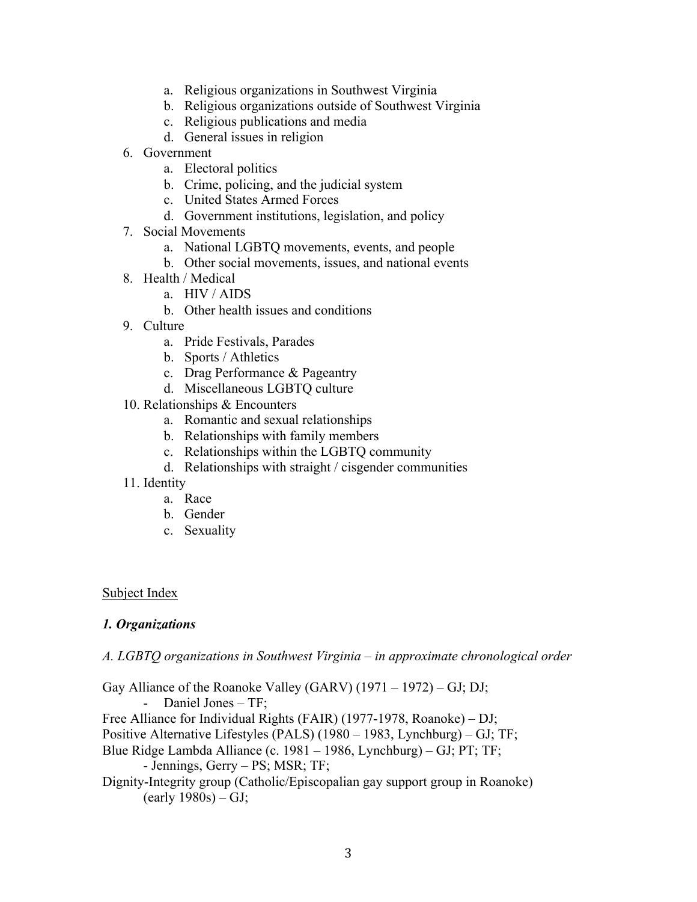a. Religious organizations in Southwest Virginia
   b. Religious organizations outside of Southwest Virginia
   c. Religious publications and media
   d. General issues in religion
6. Government
   a. Electoral politics
   b. Crime, policing, and the judicial system
   c. United States Armed Forces
   d. Government institutions, legislation, and policy
7. Social Movements
   a. National LGBTQ movements, events, and people
   b. Other social movements, issues, and national events
8. Health / Medical
   a. HIV / AIDS
   b. Other health issues and conditions
9. Culture
   a. Pride Festivals, Parades
   b. Sports / Athletics
   c. Drag Performance & Pageantry
   d. Miscellaneous LGBTQ culture
10. Relationships & Encounters
   a. Romantic and sexual relationships
   b. Relationships with family members
   c. Relationships within the LGBTQ community
   d. Relationships with straight / cisgender communities
11. Identity
   a. Race
   b. Gender
   c. Sexuality

<u>Subject Index</u>

***1. Organizations***

*A. LGBTQ organizations in Southwest Virginia – in approximate chronological order*

Gay Alliance of the Roanoke Valley (GARV) (1971 – 1972) – GJ; DJ;
- Daniel Jones – TF;

Free Alliance for Individual Rights (FAIR) (1977-1978, Roanoke) – DJ;
Positive Alternative Lifestyles (PALS) (1980 – 1983, Lynchburg) – GJ; TF;
Blue Ridge Lambda Alliance (c. 1981 – 1986, Lynchburg) – GJ; PT; TF;
- Jennings, Gerry – PS; MSR; TF;

Dignity-Integrity group (Catholic/Episcopalian gay support group in Roanoke) (early 1980s) – GJ;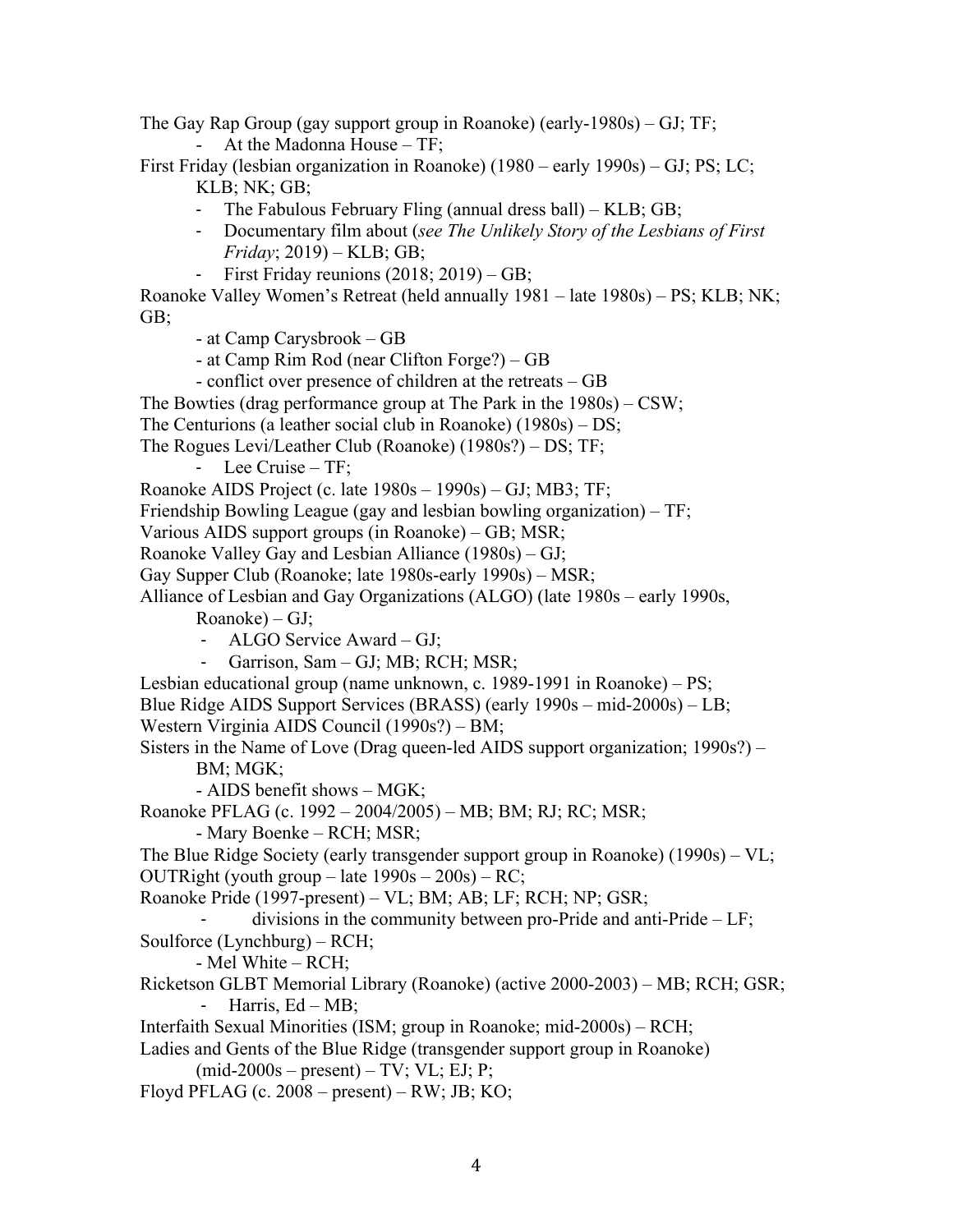The Gay Rap Group (gay support group in Roanoke) (early-1980s) – GJ; TF;

- At the Madonna House – TF;

First Friday (lesbian organization in Roanoke) (1980 – early 1990s) – GJ; PS; LC; KLB; NK; GB;

- The Fabulous February Fling (annual dress ball) – KLB; GB;
- Documentary film about (*see The Unlikely Story of the Lesbians of First Friday*; 2019) – KLB; GB;
- First Friday reunions (2018; 2019) – GB;

Roanoke Valley Women's Retreat (held annually 1981 – late 1980s) – PS; KLB; NK; GB;

- at Camp Carysbrook – GB
- at Camp Rim Rod (near Clifton Forge?) – GB
- conflict over presence of children at the retreats – GB

The Bowties (drag performance group at The Park in the 1980s) – CSW;

The Centurions (a leather social club in Roanoke) (1980s) – DS;

The Rogues Levi/Leather Club (Roanoke) (1980s?) – DS; TF;

- Lee Cruise – TF;

Roanoke AIDS Project (c. late 1980s – 1990s) – GJ; MB3; TF;

Friendship Bowling League (gay and lesbian bowling organization) – TF;

Various AIDS support groups (in Roanoke) – GB; MSR;

Roanoke Valley Gay and Lesbian Alliance (1980s) – GJ;

Gay Supper Club (Roanoke; late 1980s-early 1990s) – MSR;

Alliance of Lesbian and Gay Organizations (ALGO) (late 1980s – early 1990s, Roanoke) – GJ;

- ALGO Service Award – GJ;
- Garrison, Sam – GJ; MB; RCH; MSR;

Lesbian educational group (name unknown, c. 1989-1991 in Roanoke) – PS;

Blue Ridge AIDS Support Services (BRASS) (early 1990s – mid-2000s) – LB;

Western Virginia AIDS Council (1990s?) – BM;

Sisters in the Name of Love (Drag queen-led AIDS support organization; 1990s?) – BM; MGK;

- AIDS benefit shows – MGK;

Roanoke PFLAG (c. 1992 – 2004/2005) – MB; BM; RJ; RC; MSR;

- Mary Boenke – RCH; MSR;

The Blue Ridge Society (early transgender support group in Roanoke) (1990s) – VL;

OUTRight (youth group – late 1990s – 200s) – RC;

Roanoke Pride (1997-present) – VL; BM; AB; LF; RCH; NP; GSR;

- divisions in the community between pro-Pride and anti-Pride – LF;

Soulforce (Lynchburg) – RCH;

- Mel White – RCH;

Ricketson GLBT Memorial Library (Roanoke) (active 2000-2003) – MB; RCH; GSR;

- Harris, Ed – MB;

Interfaith Sexual Minorities (ISM; group in Roanoke; mid-2000s) – RCH;

Ladies and Gents of the Blue Ridge (transgender support group in Roanoke) (mid-2000s – present) – TV; VL; EJ; P;

Floyd PFLAG (c. 2008 – present) – RW; JB; KO;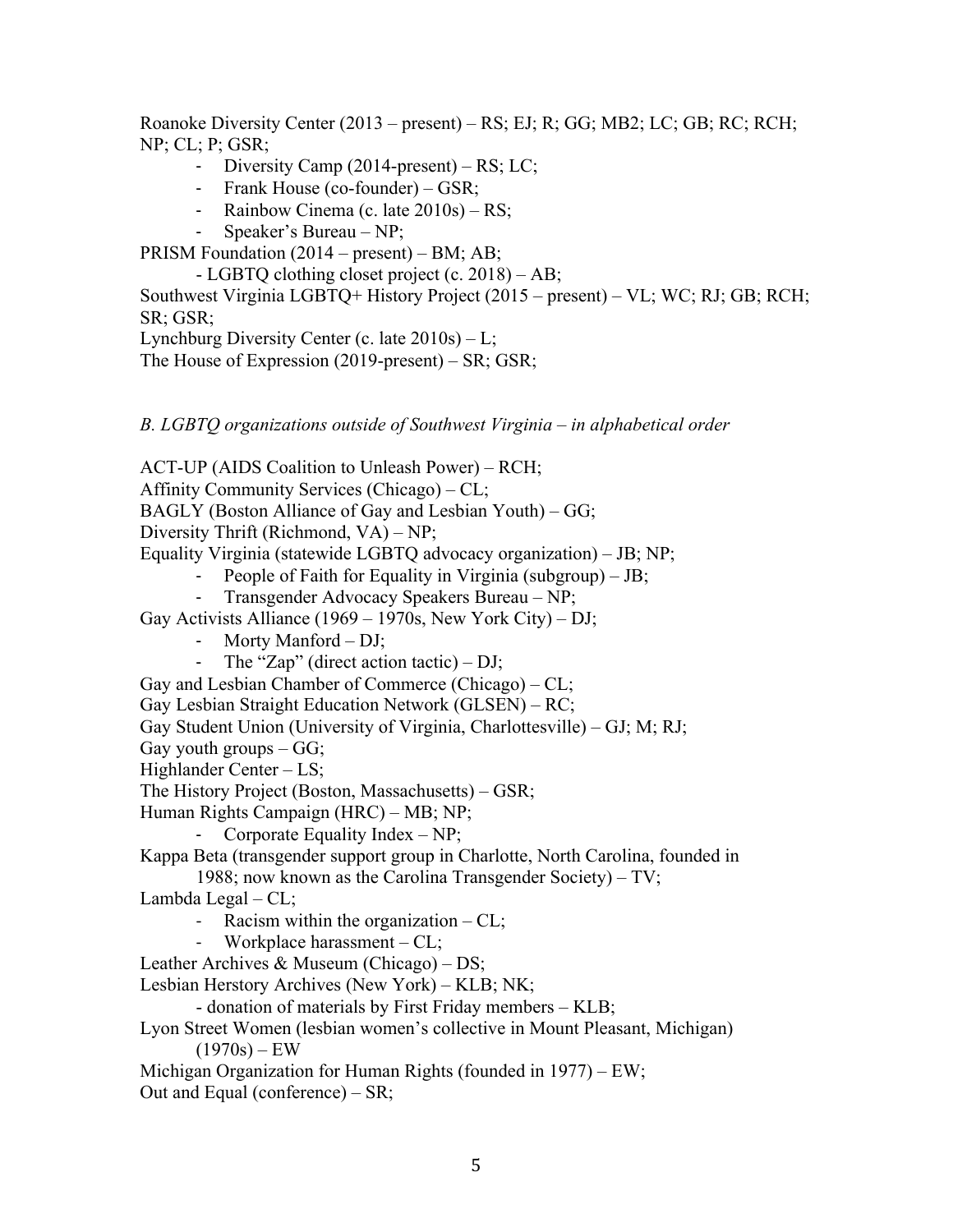Roanoke Diversity Center (2013 – present) – RS; EJ; R; GG; MB2; LC; GB; RC; RCH; NP; CL; P; GSR;

- Diversity Camp (2014-present) – RS; LC;
- Frank House (co-founder) – GSR;
- Rainbow Cinema (c. late 2010s) – RS;
- Speaker's Bureau – NP;

PRISM Foundation (2014 – present) – BM; AB;

- LGBTQ clothing closet project (c. 2018) – AB;

Southwest Virginia LGBTQ+ History Project (2015 – present) – VL; WC; RJ; GB; RCH; SR; GSR;

Lynchburg Diversity Center (c. late 2010s) – L;

The House of Expression (2019-present) – SR; GSR;

*B. LGBTQ organizations outside of Southwest Virginia – in alphabetical order*

ACT-UP (AIDS Coalition to Unleash Power) – RCH;

Affinity Community Services (Chicago) – CL;

BAGLY (Boston Alliance of Gay and Lesbian Youth) – GG;

Diversity Thrift (Richmond, VA) – NP;

Equality Virginia (statewide LGBTQ advocacy organization) – JB; NP;

- People of Faith for Equality in Virginia (subgroup) – JB;
- Transgender Advocacy Speakers Bureau – NP;

Gay Activists Alliance (1969 – 1970s, New York City) – DJ;

- Morty Manford – DJ;
- The "Zap" (direct action tactic) – DJ;

Gay and Lesbian Chamber of Commerce (Chicago) – CL;

Gay Lesbian Straight Education Network (GLSEN) – RC;

Gay Student Union (University of Virginia, Charlottesville) – GJ; M; RJ;

Gay youth groups – GG;

Highlander Center – LS;

The History Project (Boston, Massachusetts) – GSR;

Human Rights Campaign (HRC) – MB; NP;

- Corporate Equality Index – NP;

Kappa Beta (transgender support group in Charlotte, North Carolina, founded in 1988; now known as the Carolina Transgender Society) – TV;

Lambda Legal – CL;

- Racism within the organization – CL;
- Workplace harassment – CL;

Leather Archives & Museum (Chicago) – DS;

Lesbian Herstory Archives (New York) – KLB; NK;

- donation of materials by First Friday members – KLB;

Lyon Street Women (lesbian women's collective in Mount Pleasant, Michigan) (1970s) – EW

Michigan Organization for Human Rights (founded in 1977) – EW;

Out and Equal (conference) – SR;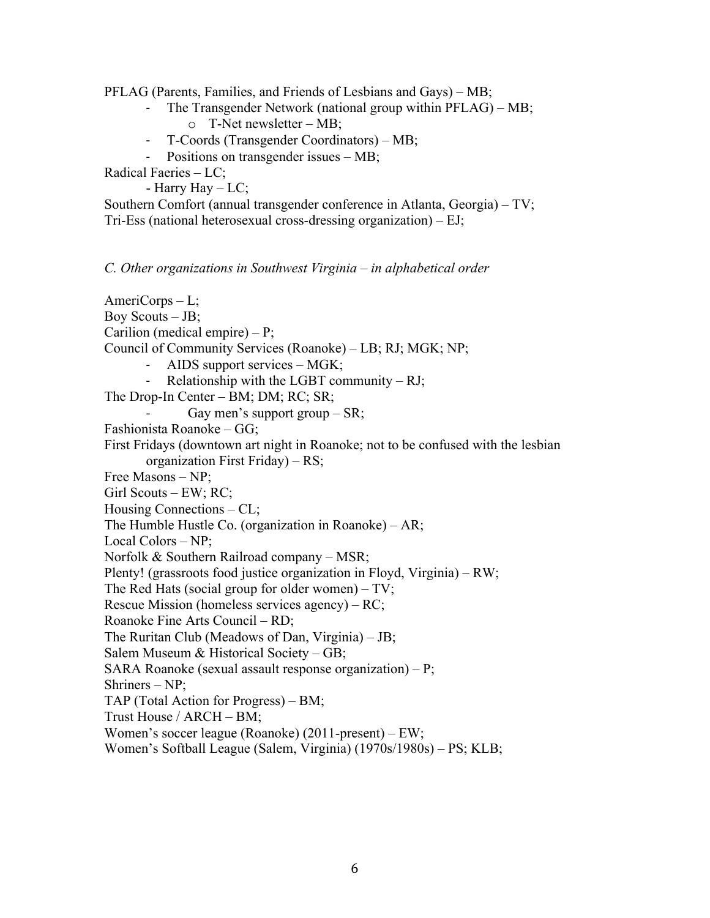PFLAG (Parents, Families, and Friends of Lesbians and Gays) – MB;

- The Transgender Network (national group within PFLAG) – MB;
    - T-Net newsletter – MB;
- T-Coords (Transgender Coordinators) – MB;
- Positions on transgender issues – MB;

Radical Faeries – LC;

- Harry Hay – LC;

Southern Comfort (annual transgender conference in Atlanta, Georgia) – TV;
Tri-Ess (national heterosexual cross-dressing organization) – EJ;

*C. Other organizations in Southwest Virginia – in alphabetical order*

AmeriCorps – L;
Boy Scouts – JB;
Carilion (medical empire) – P;
Council of Community Services (Roanoke) – LB; RJ; MGK; NP;

- AIDS support services – MGK;
- Relationship with the LGBT community – RJ;

The Drop-In Center – BM; DM; RC; SR;

- Gay men's support group – SR;

Fashionista Roanoke – GG;
First Fridays (downtown art night in Roanoke; not to be confused with the lesbian organization First Friday) – RS;
Free Masons – NP;
Girl Scouts – EW; RC;
Housing Connections – CL;
The Humble Hustle Co. (organization in Roanoke) – AR;
Local Colors – NP;
Norfolk & Southern Railroad company – MSR;
Plenty! (grassroots food justice organization in Floyd, Virginia) – RW;
The Red Hats (social group for older women) – TV;
Rescue Mission (homeless services agency) – RC;
Roanoke Fine Arts Council – RD;
The Ruritan Club (Meadows of Dan, Virginia) – JB;
Salem Museum & Historical Society – GB;
SARA Roanoke (sexual assault response organization) – P;
Shriners – NP;
TAP (Total Action for Progress) – BM;
Trust House / ARCH – BM;
Women's soccer league (Roanoke) (2011-present) – EW;
Women's Softball League (Salem, Virginia) (1970s/1980s) – PS; KLB;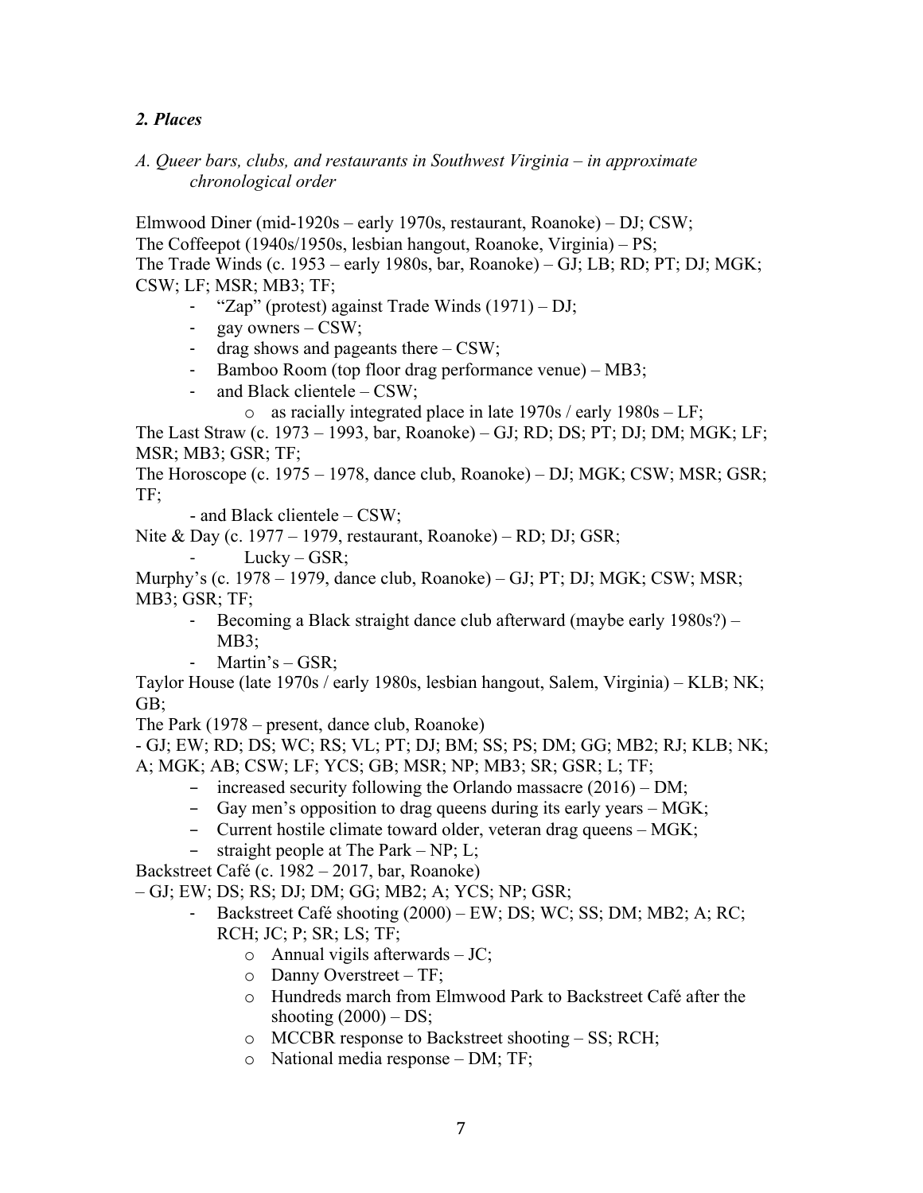*2. Places*

*A. Queer bars, clubs, and restaurants in Southwest Virginia – in approximate chronological order*

Elmwood Diner (mid-1920s – early 1970s, restaurant, Roanoke) – DJ; CSW;
The Coffeepot (1940s/1950s, lesbian hangout, Roanoke, Virginia) – PS;
The Trade Winds (c. 1953 – early 1980s, bar, Roanoke) – GJ; LB; RD; PT; DJ; MGK; CSW; LF; MSR; MB3; TF;

- "Zap" (protest) against Trade Winds (1971) – DJ;
- gay owners – CSW;
- drag shows and pageants there – CSW;
- Bamboo Room (top floor drag performance venue) – MB3;
- and Black clientele – CSW;
    - as racially integrated place in late 1970s / early 1980s – LF;

The Last Straw (c. 1973 – 1993, bar, Roanoke) – GJ; RD; DS; PT; DJ; DM; MGK; LF; MSR; MB3; GSR; TF;
The Horoscope (c. 1975 – 1978, dance club, Roanoke) – DJ; MGK; CSW; MSR; GSR; TF;

- and Black clientele – CSW;

Nite & Day (c. 1977 – 1979, restaurant, Roanoke) – RD; DJ; GSR;

- Lucky – GSR;

Murphy's (c. 1978 – 1979, dance club, Roanoke) – GJ; PT; DJ; MGK; CSW; MSR; MB3; GSR; TF;

- Becoming a Black straight dance club afterward (maybe early 1980s?) – MB3;
- Martin's – GSR;

Taylor House (late 1970s / early 1980s, lesbian hangout, Salem, Virginia) – KLB; NK; GB;
The Park (1978 – present, dance club, Roanoke)
- GJ; EW; RD; DS; WC; RS; VL; PT; DJ; BM; SS; PS; DM; GG; MB2; RJ; KLB; NK; A; MGK; AB; CSW; LF; YCS; GB; MSR; NP; MB3; SR; GSR; L; TF;

- increased security following the Orlando massacre (2016) – DM;
- Gay men's opposition to drag queens during its early years – MGK;
- Current hostile climate toward older, veteran drag queens – MGK;
- straight people at The Park – NP; L;

Backstreet Café (c. 1982 – 2017, bar, Roanoke)
– GJ; EW; DS; RS; DJ; DM; GG; MB2; A; YCS; NP; GSR;

- Backstreet Café shooting (2000) – EW; DS; WC; SS; DM; MB2; A; RC; RCH; JC; P; SR; LS; TF;
    - Annual vigils afterwards – JC;
    - Danny Overstreet – TF;
    - Hundreds march from Elmwood Park to Backstreet Café after the shooting (2000) – DS;
    - MCCBR response to Backstreet shooting – SS; RCH;
    - National media response – DM; TF;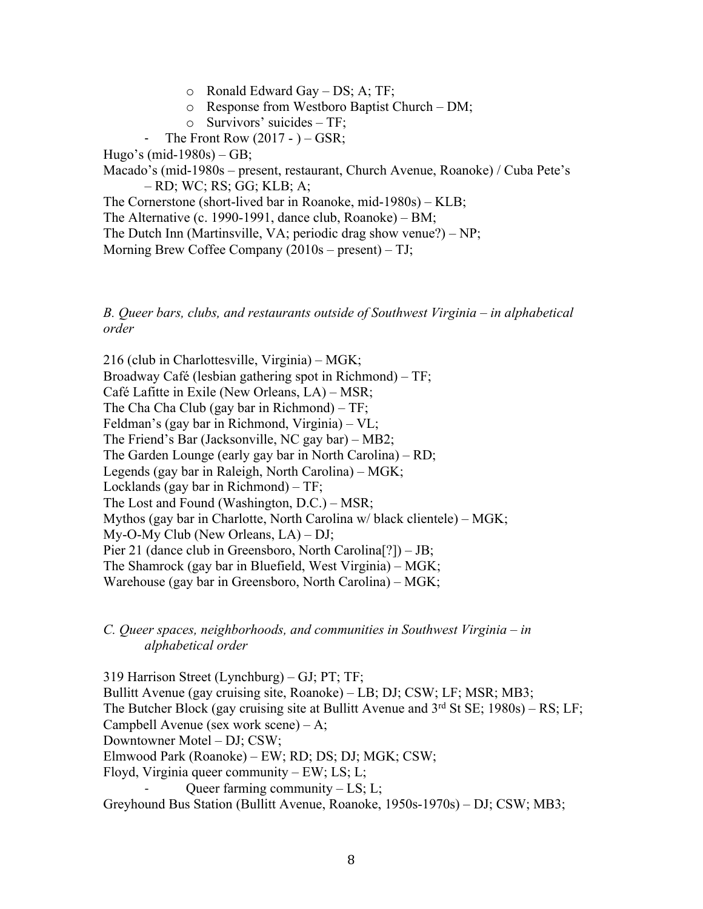- Ronald Edward Gay – DS; A; TF;
    - Response from Westboro Baptist Church – DM;
    - Survivors' suicides – TF;
- The Front Row (2017 - ) – GSR;

Hugo's (mid-1980s) – GB;

Macado's (mid-1980s – present, restaurant, Church Avenue, Roanoke) / Cuba Pete's – RD; WC; RS; GG; KLB; A;

The Cornerstone (short-lived bar in Roanoke, mid-1980s) – KLB;

The Alternative (c. 1990-1991, dance club, Roanoke) – BM;

The Dutch Inn (Martinsville, VA; periodic drag show venue?) – NP;

Morning Brew Coffee Company (2010s – present) – TJ;

*B. Queer bars, clubs, and restaurants outside of Southwest Virginia – in alphabetical order*

216 (club in Charlottesville, Virginia) – MGK;

Broadway Café (lesbian gathering spot in Richmond) – TF;

Café Lafitte in Exile (New Orleans, LA) – MSR;

The Cha Cha Club (gay bar in Richmond) – TF;

Feldman's (gay bar in Richmond, Virginia) – VL;

The Friend's Bar (Jacksonville, NC gay bar) – MB2;

The Garden Lounge (early gay bar in North Carolina) – RD;

Legends (gay bar in Raleigh, North Carolina) – MGK;

Locklands (gay bar in Richmond) – TF;

The Lost and Found (Washington, D.C.) – MSR;

Mythos (gay bar in Charlotte, North Carolina w/ black clientele) – MGK;

My-O-My Club (New Orleans, LA) – DJ;

Pier 21 (dance club in Greensboro, North Carolina[?]) – JB;

The Shamrock (gay bar in Bluefield, West Virginia) – MGK;

Warehouse (gay bar in Greensboro, North Carolina) – MGK;

*C. Queer spaces, neighborhoods, and communities in Southwest Virginia – in alphabetical order*

319 Harrison Street (Lynchburg) – GJ; PT; TF;

Bullitt Avenue (gay cruising site, Roanoke) – LB; DJ; CSW; LF; MSR; MB3;

The Butcher Block (gay cruising site at Bullitt Avenue and 3rd St SE; 1980s) – RS; LF;

Campbell Avenue (sex work scene) – A;

Downtowner Motel – DJ; CSW;

Elmwood Park (Roanoke) – EW; RD; DS; DJ; MGK; CSW;

Floyd, Virginia queer community – EW; LS; L;

- Queer farming community – LS; L;

Greyhound Bus Station (Bullitt Avenue, Roanoke, 1950s-1970s) – DJ; CSW; MB3;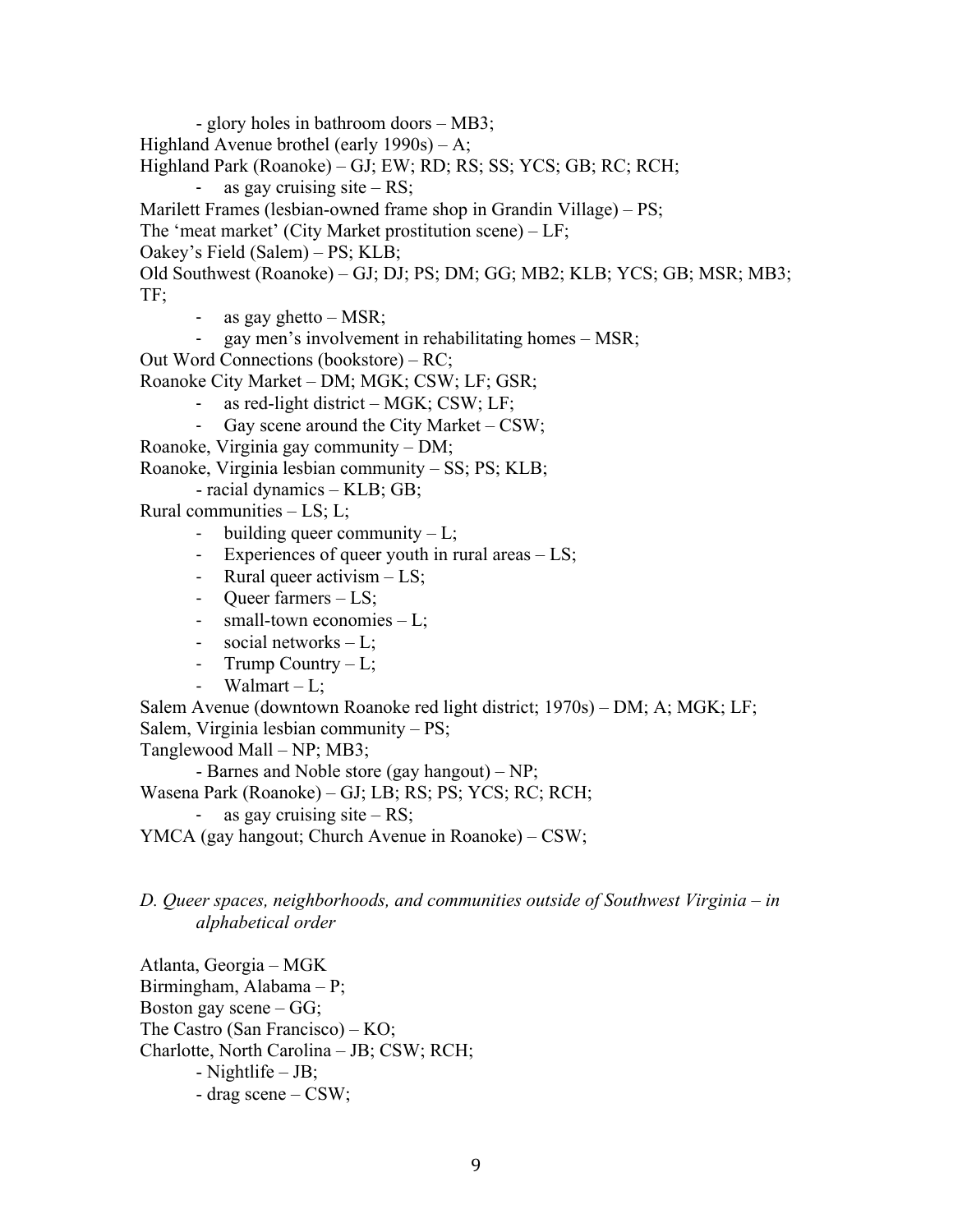- glory holes in bathroom doors – MB3;

Highland Avenue brothel (early 1990s) – A;

Highland Park (Roanoke) – GJ; EW; RD; RS; SS; YCS; GB; RC; RCH;

- as gay cruising site – RS;

Marilett Frames (lesbian-owned frame shop in Grandin Village) – PS;

The 'meat market' (City Market prostitution scene) – LF;

Oakey's Field (Salem) – PS; KLB;

Old Southwest (Roanoke) – GJ; DJ; PS; DM; GG; MB2; KLB; YCS; GB; MSR; MB3; TF;

- as gay ghetto – MSR;
- gay men's involvement in rehabilitating homes – MSR;

Out Word Connections (bookstore) – RC;

Roanoke City Market – DM; MGK; CSW; LF; GSR;

- as red-light district – MGK; CSW; LF;
- Gay scene around the City Market – CSW;

Roanoke, Virginia gay community – DM;

Roanoke, Virginia lesbian community – SS; PS; KLB;

- racial dynamics – KLB; GB;

Rural communities – LS; L;

- building queer community – L;
- Experiences of queer youth in rural areas – LS;
- Rural queer activism – LS;
- Queer farmers – LS;
- small-town economies – L;
- social networks – L;
- Trump Country – L;
- Walmart – L;

Salem Avenue (downtown Roanoke red light district; 1970s) – DM; A; MGK; LF;

Salem, Virginia lesbian community – PS;

Tanglewood Mall – NP; MB3;

- Barnes and Noble store (gay hangout) – NP;

Wasena Park (Roanoke) – GJ; LB; RS; PS; YCS; RC; RCH;

- as gay cruising site – RS;

YMCA (gay hangout; Church Avenue in Roanoke) – CSW;

*D. Queer spaces, neighborhoods, and communities outside of Southwest Virginia – in alphabetical order*

Atlanta, Georgia – MGK

Birmingham, Alabama – P;

Boston gay scene – GG;

The Castro (San Francisco) – KO;

Charlotte, North Carolina – JB; CSW; RCH;

- Nightlife – JB;
- drag scene – CSW;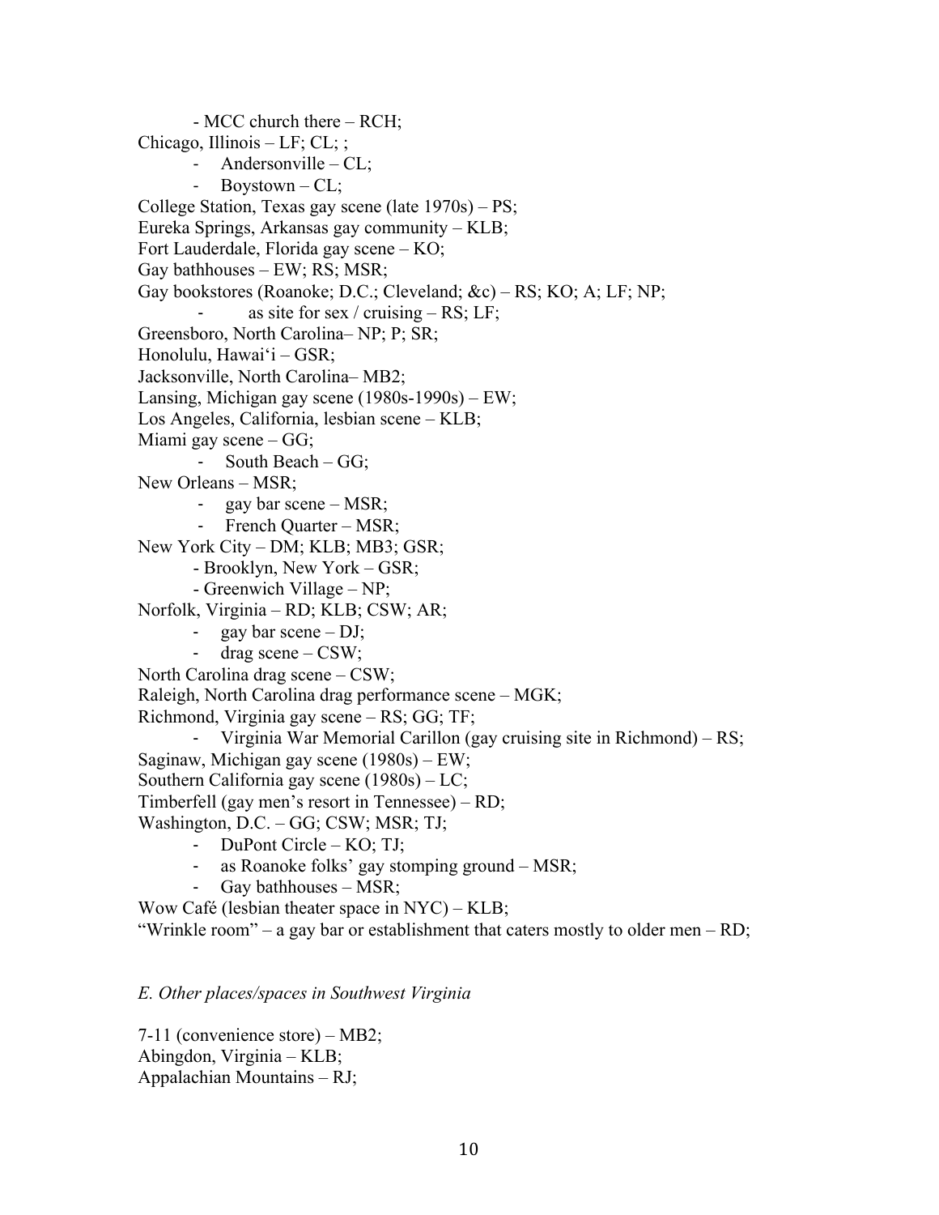- MCC church there – RCH;

Chicago, Illinois – LF; CL; ;

- Andersonville – CL;
- Boystown – CL;

College Station, Texas gay scene (late 1970s) – PS;

Eureka Springs, Arkansas gay community – KLB;

Fort Lauderdale, Florida gay scene – KO;

Gay bathhouses – EW; RS; MSR;

Gay bookstores (Roanoke; D.C.; Cleveland; &c) – RS; KO; A; LF; NP;

- as site for sex / cruising – RS; LF;

Greensboro, North Carolina– NP; P; SR;

Honolulu, Hawai'i – GSR;

Jacksonville, North Carolina– MB2;

Lansing, Michigan gay scene (1980s-1990s) – EW;

Los Angeles, California, lesbian scene – KLB;

Miami gay scene – GG;

- South Beach – GG;

New Orleans – MSR;

- gay bar scene – MSR;
- French Quarter – MSR;

New York City – DM; KLB; MB3; GSR;

- Brooklyn, New York – GSR;
- Greenwich Village – NP;

Norfolk, Virginia – RD; KLB; CSW; AR;

- gay bar scene – DJ;
- drag scene – CSW;

North Carolina drag scene – CSW;

Raleigh, North Carolina drag performance scene – MGK;

Richmond, Virginia gay scene – RS; GG; TF;

- Virginia War Memorial Carillon (gay cruising site in Richmond) – RS;

Saginaw, Michigan gay scene (1980s) – EW;

Southern California gay scene (1980s) – LC;

Timberfell (gay men's resort in Tennessee) – RD;

Washington, D.C. – GG; CSW; MSR; TJ;

- DuPont Circle – KO; TJ;
- as Roanoke folks' gay stomping ground – MSR;
- Gay bathhouses – MSR;

Wow Café (lesbian theater space in NYC) – KLB;

"Wrinkle room" – a gay bar or establishment that caters mostly to older men – RD;

*E. Other places/spaces in Southwest Virginia*

7-11 (convenience store) – MB2;

Abingdon, Virginia – KLB;

Appalachian Mountains – RJ;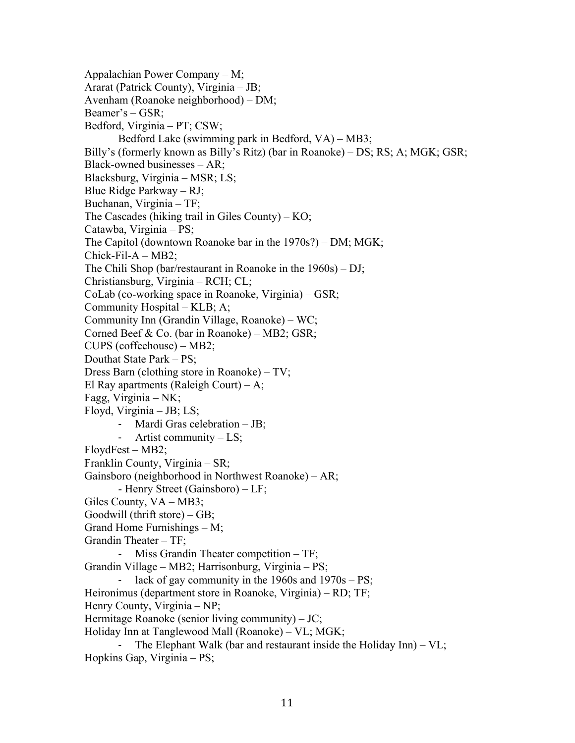Appalachian Power Company – M;
Ararat (Patrick County), Virginia – JB;
Avenham (Roanoke neighborhood) – DM;
Beamer's – GSR;
Bedford, Virginia – PT; CSW;
    Bedford Lake (swimming park in Bedford, VA) – MB3;
Billy's (formerly known as Billy's Ritz) (bar in Roanoke) – DS; RS; A; MGK; GSR;
Black-owned businesses – AR;
Blacksburg, Virginia – MSR; LS;
Blue Ridge Parkway – RJ;
Buchanan, Virginia – TF;
The Cascades (hiking trail in Giles County) – KO;
Catawba, Virginia – PS;
The Capitol (downtown Roanoke bar in the 1970s?) – DM; MGK;
Chick-Fil-A – MB2;
The Chili Shop (bar/restaurant in Roanoke in the 1960s) – DJ;
Christiansburg, Virginia – RCH; CL;
CoLab (co-working space in Roanoke, Virginia) – GSR;
Community Hospital – KLB; A;
Community Inn (Grandin Village, Roanoke) – WC;
Corned Beef & Co. (bar in Roanoke) – MB2; GSR;
CUPS (coffeehouse) – MB2;
Douthat State Park – PS;
Dress Barn (clothing store in Roanoke) – TV;
El Ray apartments (Raleigh Court) – A;
Fagg, Virginia – NK;
Floyd, Virginia – JB; LS;
- Mardi Gras celebration – JB;
- Artist community – LS;

FloydFest – MB2;
Franklin County, Virginia – SR;
Gainsboro (neighborhood in Northwest Roanoke) – AR;
- Henry Street (Gainsboro) – LF;

Giles County, VA – MB3;
Goodwill (thrift store) – GB;
Grand Home Furnishings – M;
Grandin Theater – TF;
- Miss Grandin Theater competition – TF;

Grandin Village – MB2; Harrisonburg, Virginia – PS;
- lack of gay community in the 1960s and 1970s – PS;

Heironimus (department store in Roanoke, Virginia) – RD; TF;
Henry County, Virginia – NP;
Hermitage Roanoke (senior living community) – JC;
Holiday Inn at Tanglewood Mall (Roanoke) – VL; MGK;
- The Elephant Walk (bar and restaurant inside the Holiday Inn) – VL;

Hopkins Gap, Virginia – PS;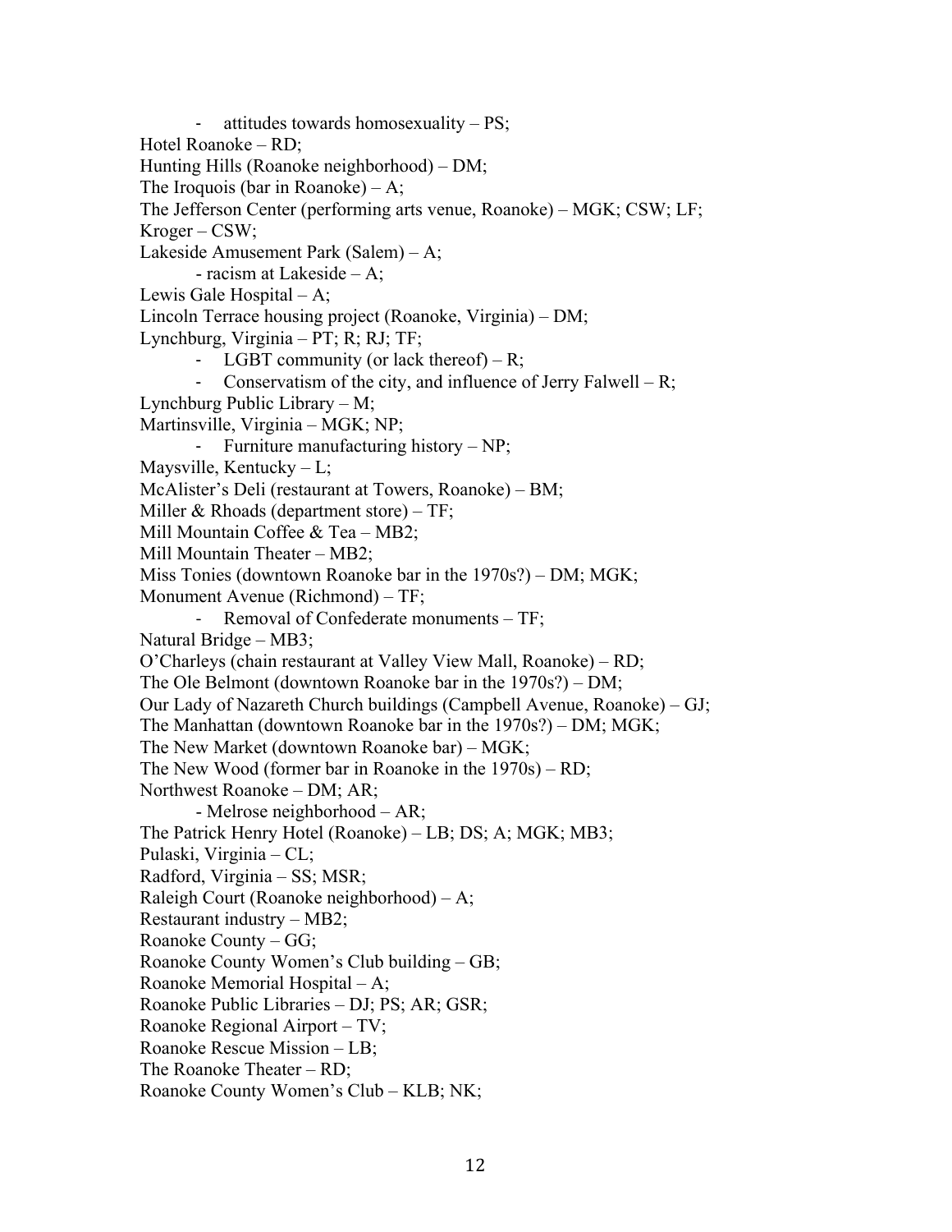- attitudes towards homosexuality – PS;

Hotel Roanoke – RD;

Hunting Hills (Roanoke neighborhood) – DM;

The Iroquois (bar in Roanoke) – A;

The Jefferson Center (performing arts venue, Roanoke) – MGK; CSW; LF;

Kroger – CSW;

Lakeside Amusement Park (Salem) – A;

- racism at Lakeside – A;

Lewis Gale Hospital – A;

Lincoln Terrace housing project (Roanoke, Virginia) – DM;

Lynchburg, Virginia – PT; R; RJ; TF;

- LGBT community (or lack thereof) – R;
- Conservatism of the city, and influence of Jerry Falwell – R;

Lynchburg Public Library – M;

Martinsville, Virginia – MGK; NP;

- Furniture manufacturing history – NP;

Maysville, Kentucky – L;

McAlister's Deli (restaurant at Towers, Roanoke) – BM;

Miller & Rhoads (department store) – TF;

Mill Mountain Coffee & Tea – MB2;

Mill Mountain Theater – MB2;

Miss Tonies (downtown Roanoke bar in the 1970s?) – DM; MGK;

Monument Avenue (Richmond) – TF;

- Removal of Confederate monuments – TF;

Natural Bridge – MB3;

O'Charleys (chain restaurant at Valley View Mall, Roanoke) – RD;

The Ole Belmont (downtown Roanoke bar in the 1970s?) – DM;

Our Lady of Nazareth Church buildings (Campbell Avenue, Roanoke) – GJ;

The Manhattan (downtown Roanoke bar in the 1970s?) – DM; MGK;

The New Market (downtown Roanoke bar) – MGK;

The New Wood (former bar in Roanoke in the 1970s) – RD;

Northwest Roanoke – DM; AR;

- Melrose neighborhood – AR;

The Patrick Henry Hotel (Roanoke) – LB; DS; A; MGK; MB3;

Pulaski, Virginia – CL;

Radford, Virginia – SS; MSR;

Raleigh Court (Roanoke neighborhood) – A;

Restaurant industry – MB2;

Roanoke County – GG;

Roanoke County Women's Club building – GB;

Roanoke Memorial Hospital – A;

Roanoke Public Libraries – DJ; PS; AR; GSR;

Roanoke Regional Airport – TV;

Roanoke Rescue Mission – LB;

The Roanoke Theater – RD;

Roanoke County Women's Club – KLB; NK;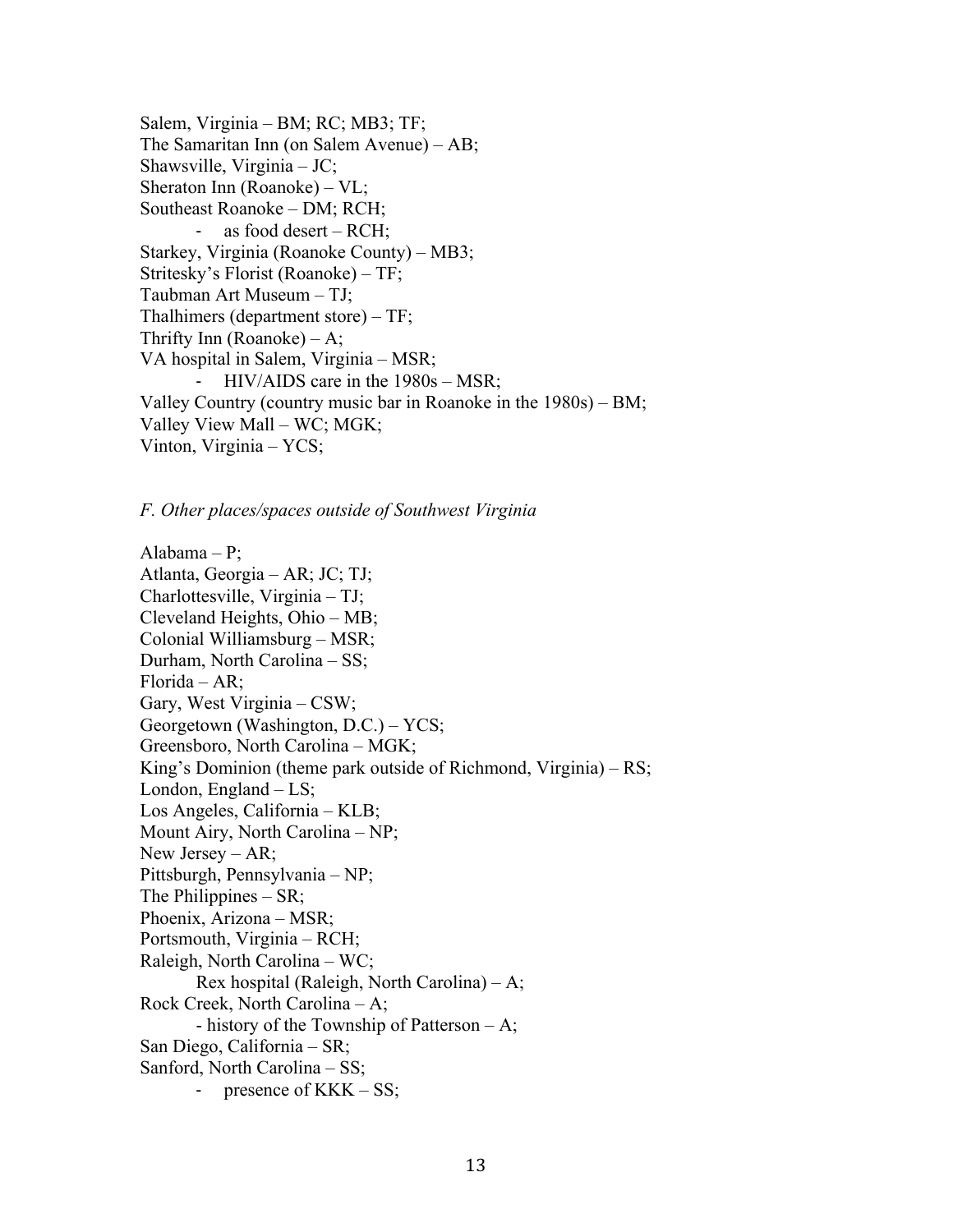Salem, Virginia – BM; RC; MB3; TF;
The Samaritan Inn (on Salem Avenue) – AB;
Shawsville, Virginia – JC;
Sheraton Inn (Roanoke) – VL;
Southeast Roanoke – DM; RCH;

- as food desert – RCH;

Starkey, Virginia (Roanoke County) – MB3;
Stritesky's Florist (Roanoke) – TF;
Taubman Art Museum – TJ;
Thalhimers (department store) – TF;
Thrifty Inn (Roanoke) – A;
VA hospital in Salem, Virginia – MSR;

- HIV/AIDS care in the 1980s – MSR;

Valley Country (country music bar in Roanoke in the 1980s) – BM;
Valley View Mall – WC; MGK;
Vinton, Virginia – YCS;

*F. Other places/spaces outside of Southwest Virginia*

Alabama – P;
Atlanta, Georgia – AR; JC; TJ;
Charlottesville, Virginia – TJ;
Cleveland Heights, Ohio – MB;
Colonial Williamsburg – MSR;
Durham, North Carolina – SS;
Florida – AR;
Gary, West Virginia – CSW;
Georgetown (Washington, D.C.) – YCS;
Greensboro, North Carolina – MGK;
King's Dominion (theme park outside of Richmond, Virginia) – RS;
London, England – LS;
Los Angeles, California – KLB;
Mount Airy, North Carolina – NP;
New Jersey – AR;
Pittsburgh, Pennsylvania – NP;
The Philippines – SR;
Phoenix, Arizona – MSR;
Portsmouth, Virginia – RCH;
Raleigh, North Carolina – WC;

Rex hospital (Raleigh, North Carolina) – A;

Rock Creek, North Carolina – A;

- history of the Township of Patterson – A;

San Diego, California – SR;
Sanford, North Carolina – SS;

- presence of KKK – SS;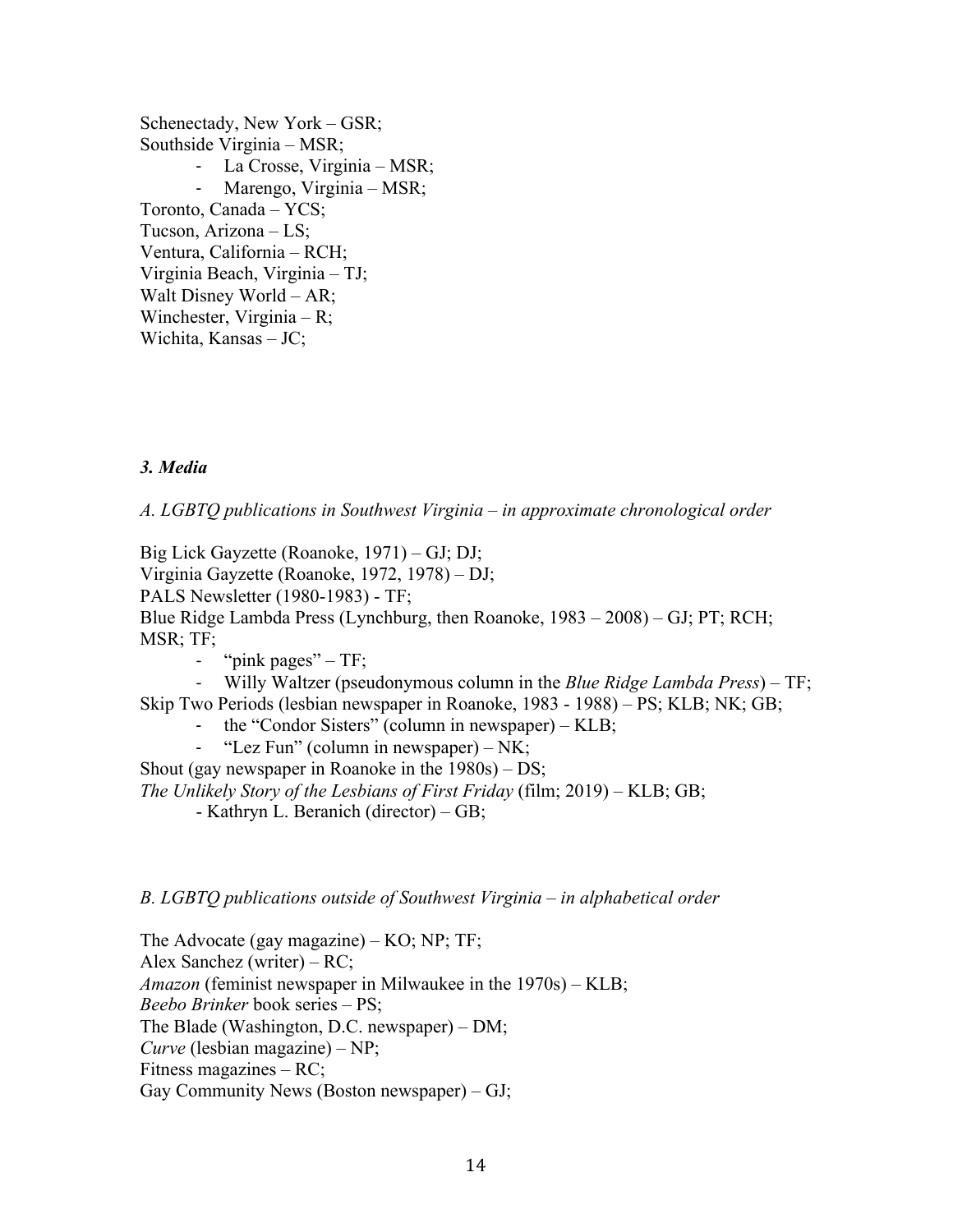Schenectady, New York – GSR;
Southside Virginia – MSR;
- La Crosse, Virginia – MSR;
- Marengo, Virginia – MSR;

Toronto, Canada – YCS;
Tucson, Arizona – LS;
Ventura, California – RCH;
Virginia Beach, Virginia – TJ;
Walt Disney World – AR;
Winchester, Virginia – R;
Wichita, Kansas – JC;

### *3. Media*

*A. LGBTQ publications in Southwest Virginia – in approximate chronological order*

Big Lick Gayzette (Roanoke, 1971) – GJ; DJ;
Virginia Gayzette (Roanoke, 1972, 1978) – DJ;
PALS Newsletter (1980-1983) - TF;
Blue Ridge Lambda Press (Lynchburg, then Roanoke, 1983 – 2008) – GJ; PT; RCH; MSR; TF;
- "pink pages" – TF;
- Willy Waltzer (pseudonymous column in the *Blue Ridge Lambda Press*) – TF;

Skip Two Periods (lesbian newspaper in Roanoke, 1983 - 1988) – PS; KLB; NK; GB;
- the "Condor Sisters" (column in newspaper) – KLB;
- "Lez Fun" (column in newspaper) – NK;

Shout (gay newspaper in Roanoke in the 1980s) – DS;
*The Unlikely Story of the Lesbians of First Friday* (film; 2019) – KLB; GB;
- Kathryn L. Beranich (director) – GB;

*B. LGBTQ publications outside of Southwest Virginia – in alphabetical order*

The Advocate (gay magazine) – KO; NP; TF;
Alex Sanchez (writer) – RC;
*Amazon* (feminist newspaper in Milwaukee in the 1970s) – KLB;
*Beebo Brinker* book series – PS;
The Blade (Washington, D.C. newspaper) – DM;
*Curve* (lesbian magazine) – NP;
Fitness magazines – RC;
Gay Community News (Boston newspaper) – GJ;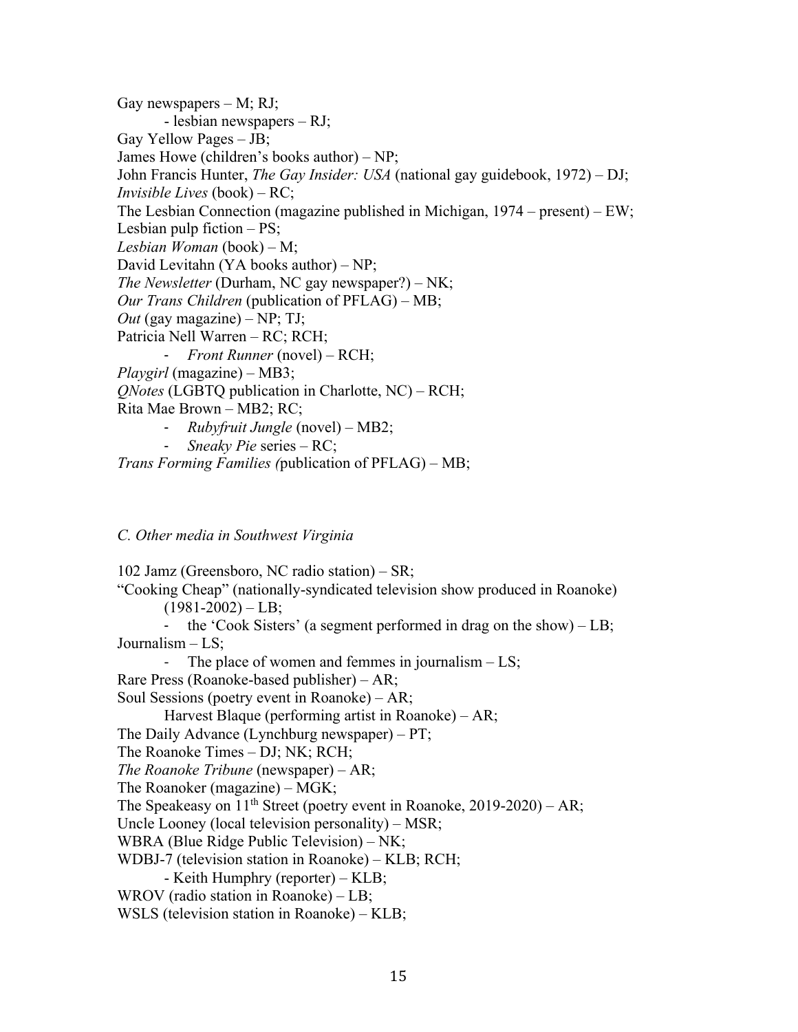Gay newspapers – M; RJ;

- lesbian newspapers – RJ;

Gay Yellow Pages – JB;
James Howe (children's books author) – NP;
John Francis Hunter, *The Gay Insider: USA* (national gay guidebook, 1972) – DJ;
*Invisible Lives* (book) – RC;
The Lesbian Connection (magazine published in Michigan, 1974 – present) – EW;
Lesbian pulp fiction – PS;
*Lesbian Woman* (book) – M;
David Levitahn (YA books author) – NP;
*The Newsletter* (Durham, NC gay newspaper?) – NK;
*Our Trans Children* (publication of PFLAG) – MB;
*Out* (gay magazine) – NP; TJ;
Patricia Nell Warren – RC; RCH;

- *Front Runner* (novel) – RCH;

*Playgirl* (magazine) – MB3;
*QNotes* (LGBTQ publication in Charlotte, NC) – RCH;
Rita Mae Brown – MB2; RC;

- *Rubyfruit Jungle* (novel) – MB2;
- *Sneaky Pie* series – RC;

*Trans Forming Families (*publication of PFLAG) – MB;

*C. Other media in Southwest Virginia*

102 Jamz (Greensboro, NC radio station) – SR;
"Cooking Cheap" (nationally-syndicated television show produced in Roanoke) (1981-2002) – LB;

- the 'Cook Sisters' (a segment performed in drag on the show) – LB;

Journalism – LS;

- The place of women and femmes in journalism – LS;

Rare Press (Roanoke-based publisher) – AR;
Soul Sessions (poetry event in Roanoke) – AR;

Harvest Blaque (performing artist in Roanoke) – AR;

The Daily Advance (Lynchburg newspaper) – PT;
The Roanoke Times – DJ; NK; RCH;
*The Roanoke Tribune* (newspaper) – AR;
The Roanoker (magazine) – MGK;
The Speakeasy on 11th Street (poetry event in Roanoke, 2019-2020) – AR;
Uncle Looney (local television personality) – MSR;
WBRA (Blue Ridge Public Television) – NK;
WDBJ-7 (television station in Roanoke) – KLB; RCH;

- Keith Humphry (reporter) – KLB;

WROV (radio station in Roanoke) – LB;
WSLS (television station in Roanoke) – KLB;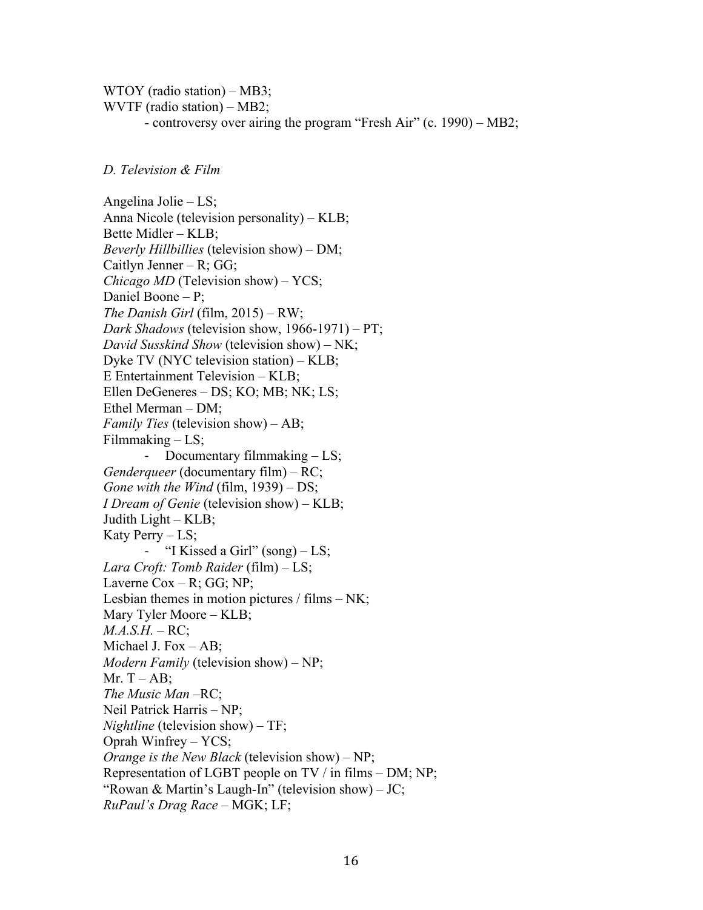WTOY (radio station) – MB3;
WVTF (radio station) – MB2;
- controversy over airing the program "Fresh Air" (c. 1990) – MB2;

*D. Television & Film*

Angelina Jolie – LS;
Anna Nicole (television personality) – KLB;
Bette Midler – KLB;
*Beverly Hillbillies* (television show) – DM;
Caitlyn Jenner – R; GG;
*Chicago MD* (Television show) – YCS;
Daniel Boone – P;
*The Danish Girl* (film, 2015) – RW;
*Dark Shadows* (television show, 1966-1971) – PT;
*David Susskind Show* (television show) – NK;
Dyke TV (NYC television station) – KLB;
E Entertainment Television – KLB;
Ellen DeGeneres – DS; KO; MB; NK; LS;
Ethel Merman – DM;
*Family Ties* (television show) – AB;
Filmmaking – LS;
- Documentary filmmaking – LS;

*Genderqueer* (documentary film) – RC;
*Gone with the Wind* (film, 1939) – DS;
*I Dream of Genie* (television show) – KLB;
Judith Light – KLB;
Katy Perry – LS;
- "I Kissed a Girl" (song) – LS;

*Lara Croft: Tomb Raider* (film) – LS;
Laverne Cox – R; GG; NP;
Lesbian themes in motion pictures / films – NK;
Mary Tyler Moore – KLB;
*M.A.S.H.* – RC;
Michael J. Fox – AB;
*Modern Family* (television show) – NP;
Mr. T – AB;
*The Music Man* –RC;
Neil Patrick Harris – NP;
*Nightline* (television show) – TF;
Oprah Winfrey – YCS;
*Orange is the New Black* (television show) – NP;
Representation of LGBT people on TV / in films – DM; NP;
"Rowan & Martin's Laugh-In" (television show) – JC;
*RuPaul's Drag Race* – MGK; LF;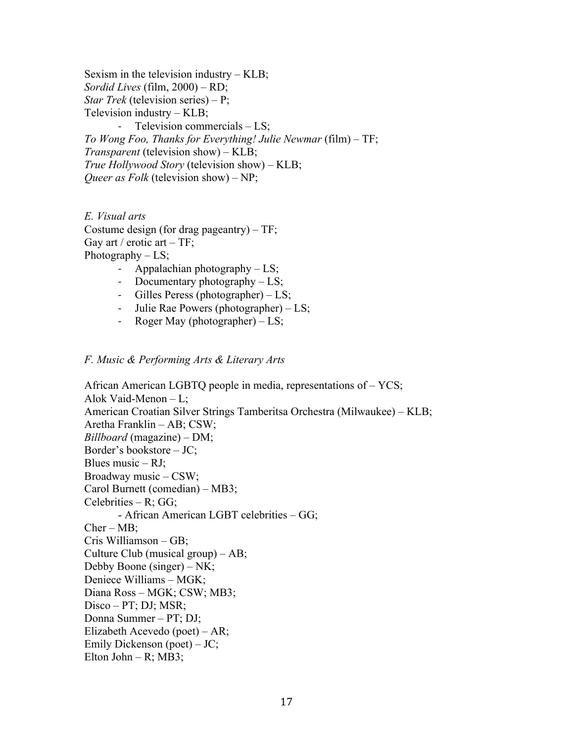Sexism in the television industry – KLB;  
*Sordid Lives* (film, 2000) – RD;  
*Star Trek* (television series) – P;  
Television industry – KLB;

- Television commercials – LS;

*To Wong Foo, Thanks for Everything! Julie Newmar* (film) – TF;  
*Transparent* (television show) – KLB;  
*True Hollywood Story* (television show) – KLB;  
*Queer as Folk* (television show) – NP;

*E. Visual arts*

Costume design (for drag pageantry) – TF;  
Gay art / erotic art – TF;  
Photography – LS;

- Appalachian photography – LS;
- Documentary photography – LS;
- Gilles Peress (photographer) – LS;
- Julie Rae Powers (photographer) – LS;
- Roger May (photographer) – LS;

*F. Music & Performing Arts & Literary Arts*

African American LGBTQ people in media, representations of – YCS;  
Alok Vaid-Menon – L;  
American Croatian Silver Strings Tamberitsa Orchestra (Milwaukee) – KLB;  
Aretha Franklin – AB; CSW;  
*Billboard* (magazine) – DM;  
Border's bookstore – JC;  
Blues music – RJ;  
Broadway music – CSW;  
Carol Burnett (comedian) – MB3;  
Celebrities – R; GG;

- African American LGBT celebrities – GG;

Cher – MB;  
Cris Williamson – GB;  
Culture Club (musical group) – AB;  
Debby Boone (singer) – NK;  
Deniece Williams – MGK;  
Diana Ross – MGK; CSW; MB3;  
Disco – PT; DJ; MSR;  
Donna Summer – PT; DJ;  
Elizabeth Acevedo (poet) – AR;  
Emily Dickenson (poet) – JC;  
Elton John – R; MB3;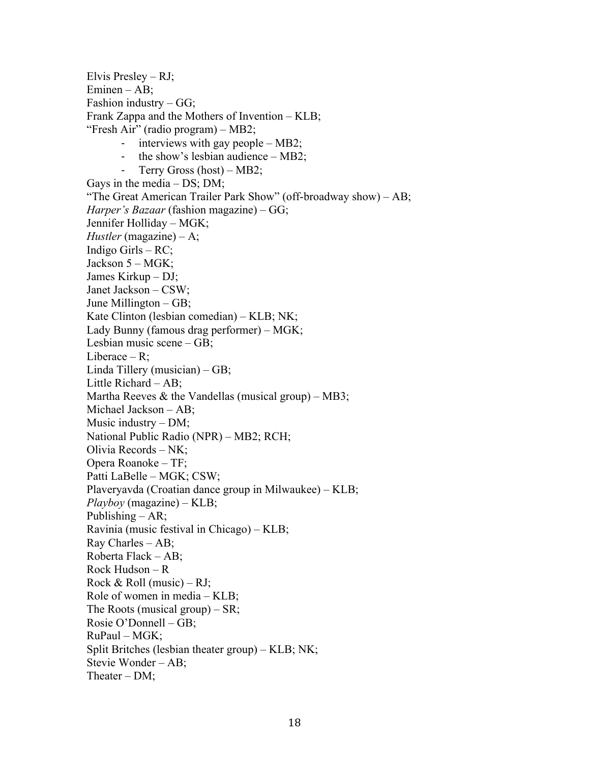Elvis Presley – RJ;
Eminen – AB;
Fashion industry – GG;
Frank Zappa and the Mothers of Invention – KLB;
"Fresh Air" (radio program) – MB2;

- interviews with gay people – MB2;
- the show's lesbian audience – MB2;
- Terry Gross (host) – MB2;

Gays in the media – DS; DM;
"The Great American Trailer Park Show" (off-broadway show) – AB;
*Harper's Bazaar* (fashion magazine) – GG;
Jennifer Holliday – MGK;
*Hustler* (magazine) – A;
Indigo Girls – RC;
Jackson 5 – MGK;
James Kirkup – DJ;
Janet Jackson – CSW;
June Millington – GB;
Kate Clinton (lesbian comedian) – KLB; NK;
Lady Bunny (famous drag performer) – MGK;
Lesbian music scene – GB;
Liberace – R;
Linda Tillery (musician) – GB;
Little Richard – AB;
Martha Reeves & the Vandellas (musical group) – MB3;
Michael Jackson – AB;
Music industry – DM;
National Public Radio (NPR) – MB2; RCH;
Olivia Records – NK;
Opera Roanoke – TF;
Patti LaBelle – MGK; CSW;
Plaveryavda (Croatian dance group in Milwaukee) – KLB;
*Playboy* (magazine) – KLB;
Publishing – AR;
Ravinia (music festival in Chicago) – KLB;
Ray Charles – AB;
Roberta Flack – AB;
Rock Hudson – R
Rock & Roll (music) – RJ;
Role of women in media – KLB;
The Roots (musical group) – SR;
Rosie O'Donnell – GB;
RuPaul – MGK;
Split Britches (lesbian theater group) – KLB; NK;
Stevie Wonder – AB;
Theater – DM;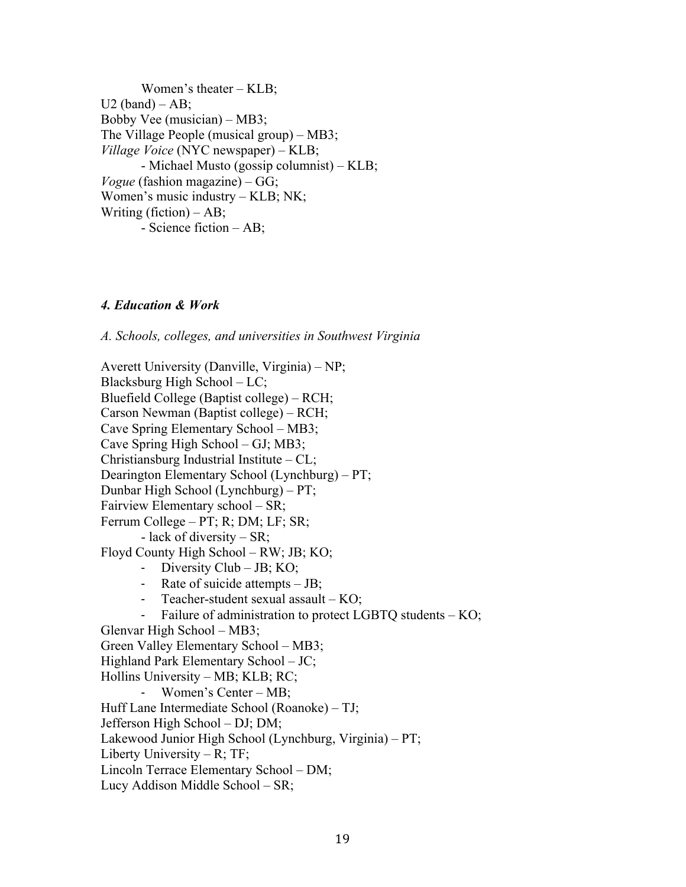Women's theater – KLB;

U2 (band) – AB;

Bobby Vee (musician) – MB3;

The Village People (musical group) – MB3;

*Village Voice* (NYC newspaper) – KLB;

- Michael Musto (gossip columnist) – KLB;

*Vogue* (fashion magazine) – GG;

Women's music industry – KLB; NK;

Writing (fiction) – AB;

- Science fiction – AB;

### *4. Education & Work*

*A. Schools, colleges, and universities in Southwest Virginia*

Averett University (Danville, Virginia) – NP;

Blacksburg High School – LC;

Bluefield College (Baptist college) – RCH;

Carson Newman (Baptist college) – RCH;

Cave Spring Elementary School – MB3;

Cave Spring High School – GJ; MB3;

Christiansburg Industrial Institute – CL;

Dearington Elementary School (Lynchburg) – PT;

Dunbar High School (Lynchburg) – PT;

Fairview Elementary school – SR;

Ferrum College – PT; R; DM; LF; SR;

- lack of diversity – SR;

Floyd County High School – RW; JB; KO;

- Diversity Club – JB; KO;
- Rate of suicide attempts – JB;
- Teacher-student sexual assault – KO;
- Failure of administration to protect LGBTQ students – KO;

Glenvar High School – MB3;

Green Valley Elementary School – MB3;

Highland Park Elementary School – JC;

Hollins University – MB; KLB; RC;

- Women's Center – MB;

Huff Lane Intermediate School (Roanoke) – TJ;

Jefferson High School – DJ; DM;

Lakewood Junior High School (Lynchburg, Virginia) – PT;

Liberty University – R; TF;

Lincoln Terrace Elementary School – DM;

Lucy Addison Middle School – SR;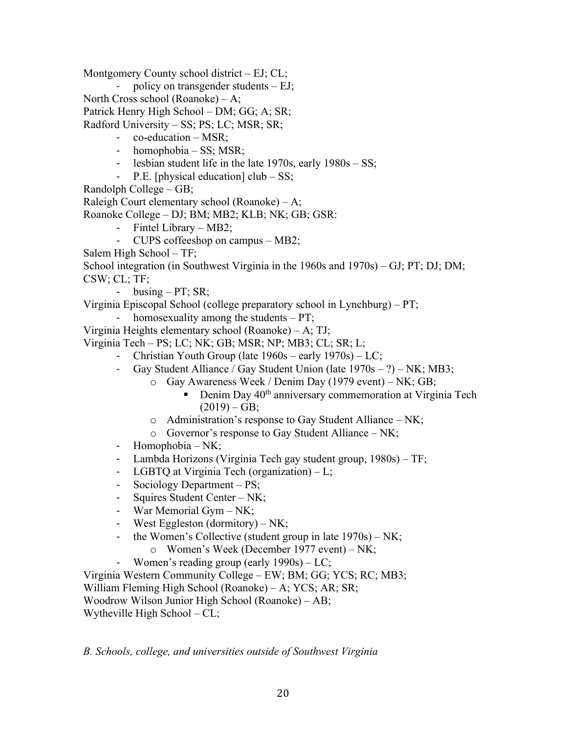Montgomery County school district – EJ; CL;

- policy on transgender students – EJ;

North Cross school (Roanoke) – A;

Patrick Henry High School – DM; GG; A; SR;

Radford University – SS; PS; LC; MSR; SR;

- co-education – MSR;
- homophobia – SS; MSR;
- lesbian student life in the late 1970s, early 1980s – SS;
- P.E. [physical education] club – SS;

Randolph College – GB;

Raleigh Court elementary school (Roanoke) – A;

Roanoke College – DJ; BM; MB2; KLB; NK; GB; GSR:

- Fintel Library – MB2;
- CUPS coffeeshop on campus – MB2;

Salem High School – TF;

School integration (in Southwest Virginia in the 1960s and 1970s) – GJ; PT; DJ; DM; CSW; CL; TF;

- busing – PT; SR;

Virginia Episcopal School (college preparatory school in Lynchburg) – PT;

- homosexuality among the students – PT;

Virginia Heights elementary school (Roanoke) – A; TJ;

Virginia Tech – PS; LC; NK; GB; MSR; NP; MB3; CL; SR; L;

- Christian Youth Group (late 1960s – early 1970s) – LC;
- Gay Student Alliance / Gay Student Union (late 1970s – ?) – NK; MB3;
    - Gay Awareness Week / Denim Day (1979 event) – NK; GB;
        - Denim Day 40th anniversary commemoration at Virginia Tech (2019) – GB;
    - Administration's response to Gay Student Alliance – NK;
    - Governor's response to Gay Student Alliance – NK;
- Homophobia – NK;
- Lambda Horizons (Virginia Tech gay student group, 1980s) – TF;
- LGBTQ at Virginia Tech (organization) – L;
- Sociology Department – PS;
- Squires Student Center – NK;
- War Memorial Gym – NK;
- West Eggleston (dormitory) – NK;
- the Women's Collective (student group in late 1970s) – NK;
    - Women's Week (December 1977 event) – NK;
- Women's reading group (early 1990s) – LC;

Virginia Western Community College – EW; BM; GG; YCS; RC; MB3;

William Fleming High School (Roanoke) – A; YCS; AR; SR;

Woodrow Wilson Junior High School (Roanoke) – AB;

Wytheville High School – CL;

*B. Schools, college, and universities outside of Southwest Virginia*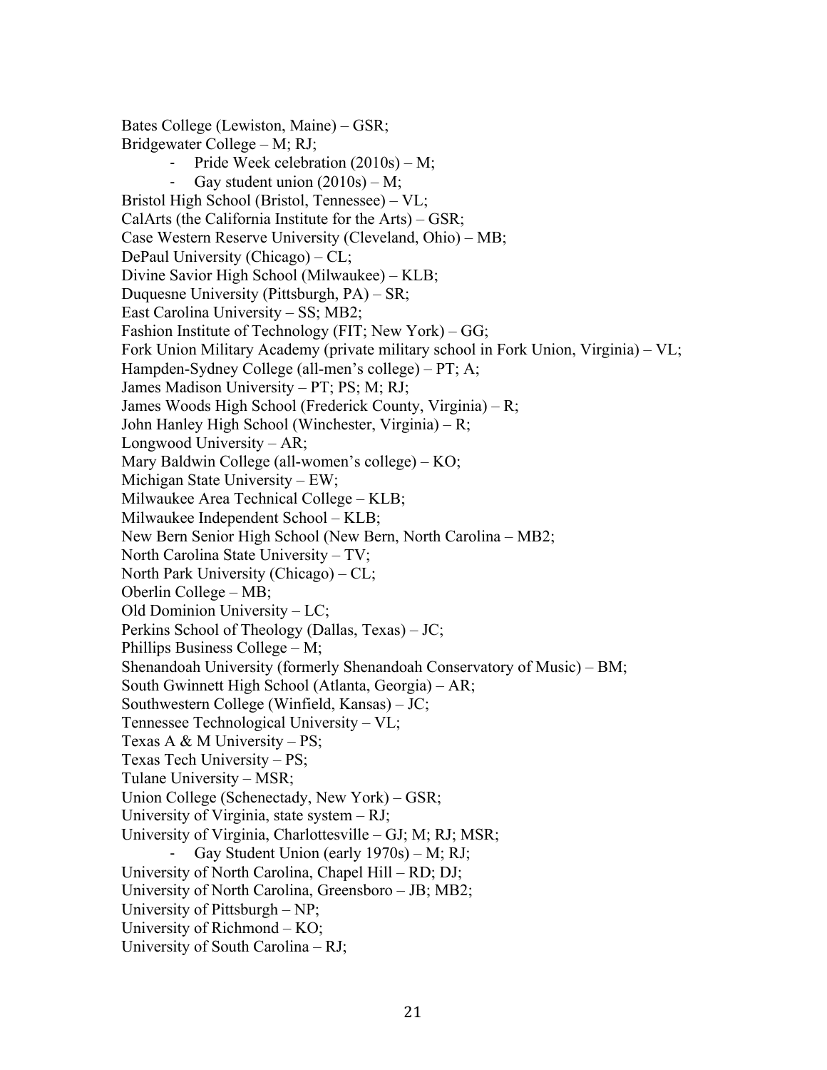Bates College (Lewiston, Maine) – GSR;
Bridgewater College – M; RJ;

- Pride Week celebration (2010s) – M;
- Gay student union (2010s) – M;

Bristol High School (Bristol, Tennessee) – VL;
CalArts (the California Institute for the Arts) – GSR;
Case Western Reserve University (Cleveland, Ohio) – MB;
DePaul University (Chicago) – CL;
Divine Savior High School (Milwaukee) – KLB;
Duquesne University (Pittsburgh, PA) – SR;
East Carolina University – SS; MB2;
Fashion Institute of Technology (FIT; New York) – GG;
Fork Union Military Academy (private military school in Fork Union, Virginia) – VL;
Hampden-Sydney College (all-men's college) – PT; A;
James Madison University – PT; PS; M; RJ;
James Woods High School (Frederick County, Virginia) – R;
John Hanley High School (Winchester, Virginia) – R;
Longwood University – AR;
Mary Baldwin College (all-women's college) – KO;
Michigan State University – EW;
Milwaukee Area Technical College – KLB;
Milwaukee Independent School – KLB;
New Bern Senior High School (New Bern, North Carolina – MB2;
North Carolina State University – TV;
North Park University (Chicago) – CL;
Oberlin College – MB;
Old Dominion University – LC;
Perkins School of Theology (Dallas, Texas) – JC;
Phillips Business College – M;
Shenandoah University (formerly Shenandoah Conservatory of Music) – BM;
South Gwinnett High School (Atlanta, Georgia) – AR;
Southwestern College (Winfield, Kansas) – JC;
Tennessee Technological University – VL;
Texas A & M University – PS;
Texas Tech University – PS;
Tulane University – MSR;
Union College (Schenectady, New York) – GSR;
University of Virginia, state system – RJ;
University of Virginia, Charlottesville – GJ; M; RJ; MSR;

- Gay Student Union (early 1970s) – M; RJ;

University of North Carolina, Chapel Hill – RD; DJ;
University of North Carolina, Greensboro – JB; MB2;
University of Pittsburgh – NP;
University of Richmond – KO;
University of South Carolina – RJ;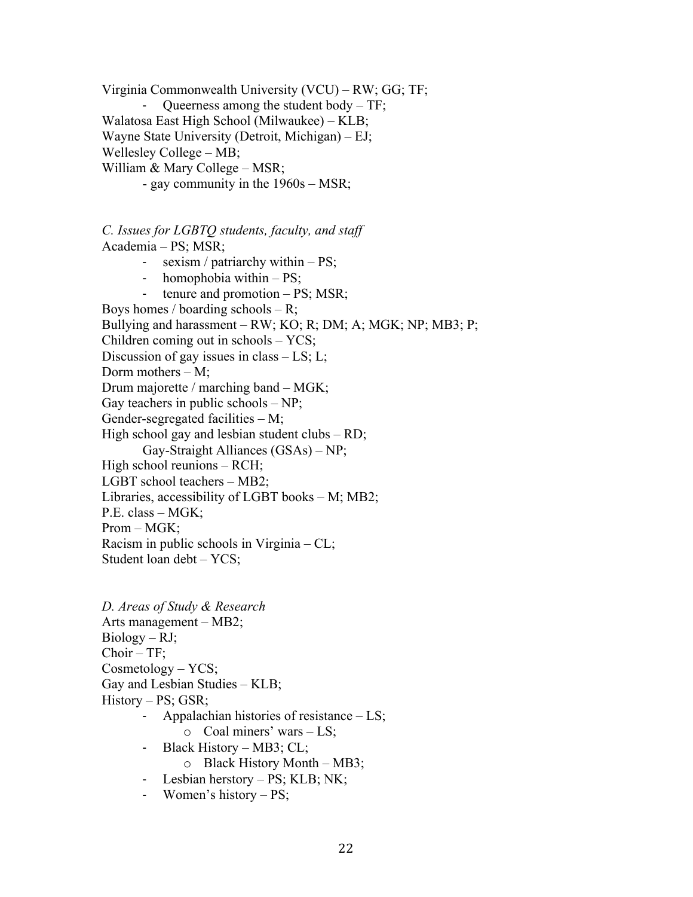Virginia Commonwealth University (VCU) – RW; GG; TF;

- Queerness among the student body – TF;

Walatosa East High School (Milwaukee) – KLB;
Wayne State University (Detroit, Michigan) – EJ;
Wellesley College – MB;
William & Mary College – MSR;

- gay community in the 1960s – MSR;

*C. Issues for LGBTQ students, faculty, and staff*

Academia – PS; MSR;

- sexism / patriarchy within – PS;
- homophobia within – PS;
- tenure and promotion – PS; MSR;

Boys homes / boarding schools – R;
Bullying and harassment – RW; KO; R; DM; A; MGK; NP; MB3; P;
Children coming out in schools – YCS;
Discussion of gay issues in class – LS; L;
Dorm mothers – M;
Drum majorette / marching band – MGK;
Gay teachers in public schools – NP;
Gender-segregated facilities – M;
High school gay and lesbian student clubs – RD;

- Gay-Straight Alliances (GSAs) – NP;

High school reunions – RCH;
LGBT school teachers – MB2;
Libraries, accessibility of LGBT books – M; MB2;
P.E. class – MGK;
Prom – MGK;
Racism in public schools in Virginia – CL;
Student loan debt – YCS;

*D. Areas of Study & Research*

Arts management – MB2;
Biology – RJ;
Choir – TF;
Cosmetology – YCS;
Gay and Lesbian Studies – KLB;
History – PS; GSR;

- Appalachian histories of resistance – LS;
  - Coal miners' wars – LS;
- Black History – MB3; CL;
  - Black History Month – MB3;
- Lesbian herstory – PS; KLB; NK;
- Women's history – PS;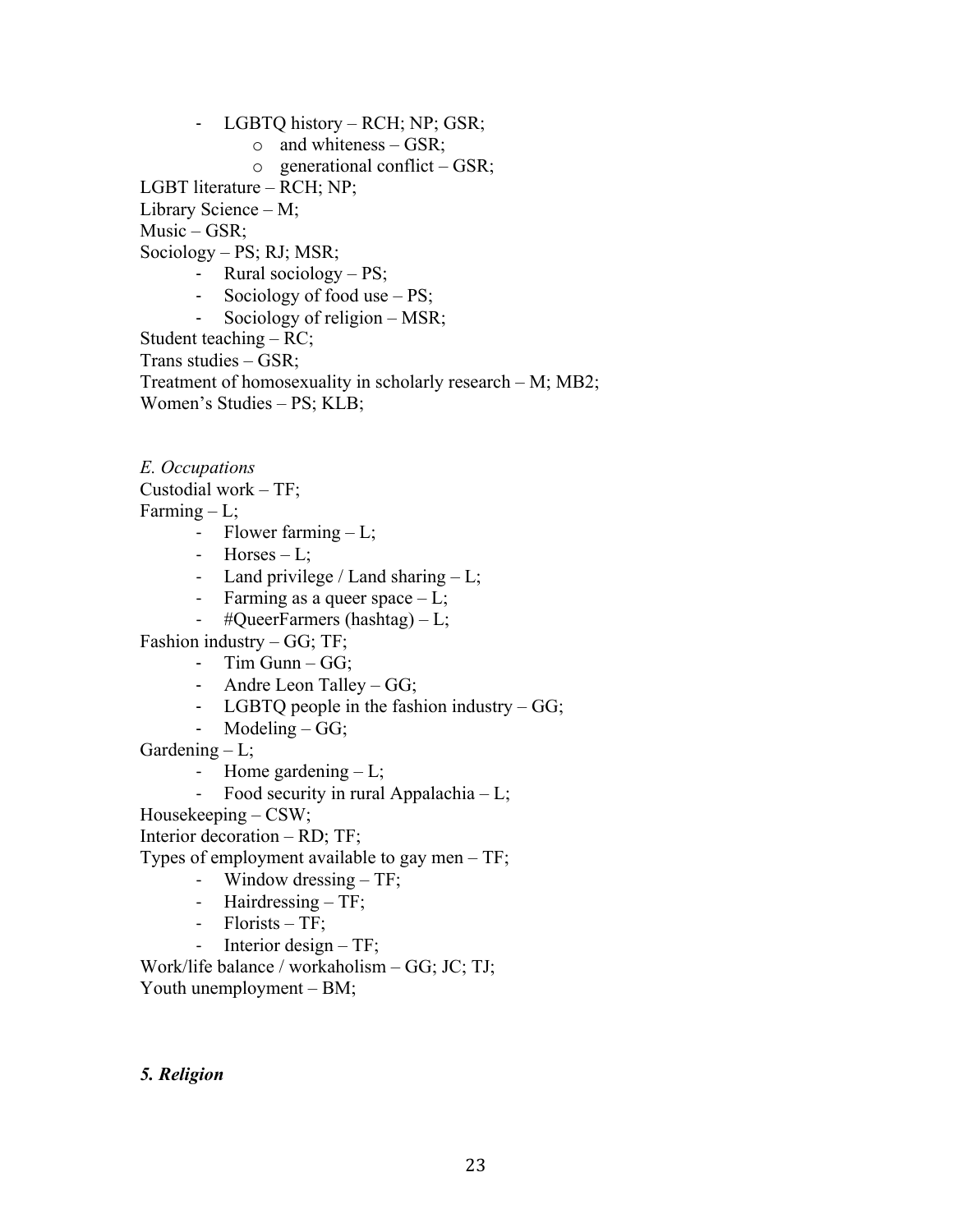- LGBTQ history – RCH; NP; GSR;
    - and whiteness – GSR;
    - generational conflict – GSR;

LGBT literature – RCH; NP;
Library Science – M;
Music – GSR;
Sociology – PS; RJ; MSR;

- Rural sociology – PS;
- Sociology of food use – PS;
- Sociology of religion – MSR;

Student teaching – RC;
Trans studies – GSR;
Treatment of homosexuality in scholarly research – M; MB2;
Women's Studies – PS; KLB;

*E. Occupations*

Custodial work – TF;
Farming – L;

- Flower farming – L;
- Horses – L;
- Land privilege / Land sharing – L;
- Farming as a queer space – L;
- #QueerFarmers (hashtag) – L;

Fashion industry – GG; TF;

- Tim Gunn – GG;
- Andre Leon Talley – GG;
- LGBTQ people in the fashion industry – GG;
- Modeling – GG;

Gardening – L;

- Home gardening – L;
- Food security in rural Appalachia – L;

Housekeeping – CSW;
Interior decoration – RD; TF;
Types of employment available to gay men – TF;

- Window dressing – TF;
- Hairdressing – TF;
- Florists – TF;
- Interior design – TF;

Work/life balance / workaholism – GG; JC; TJ;
Youth unemployment – BM;

***5. Religion***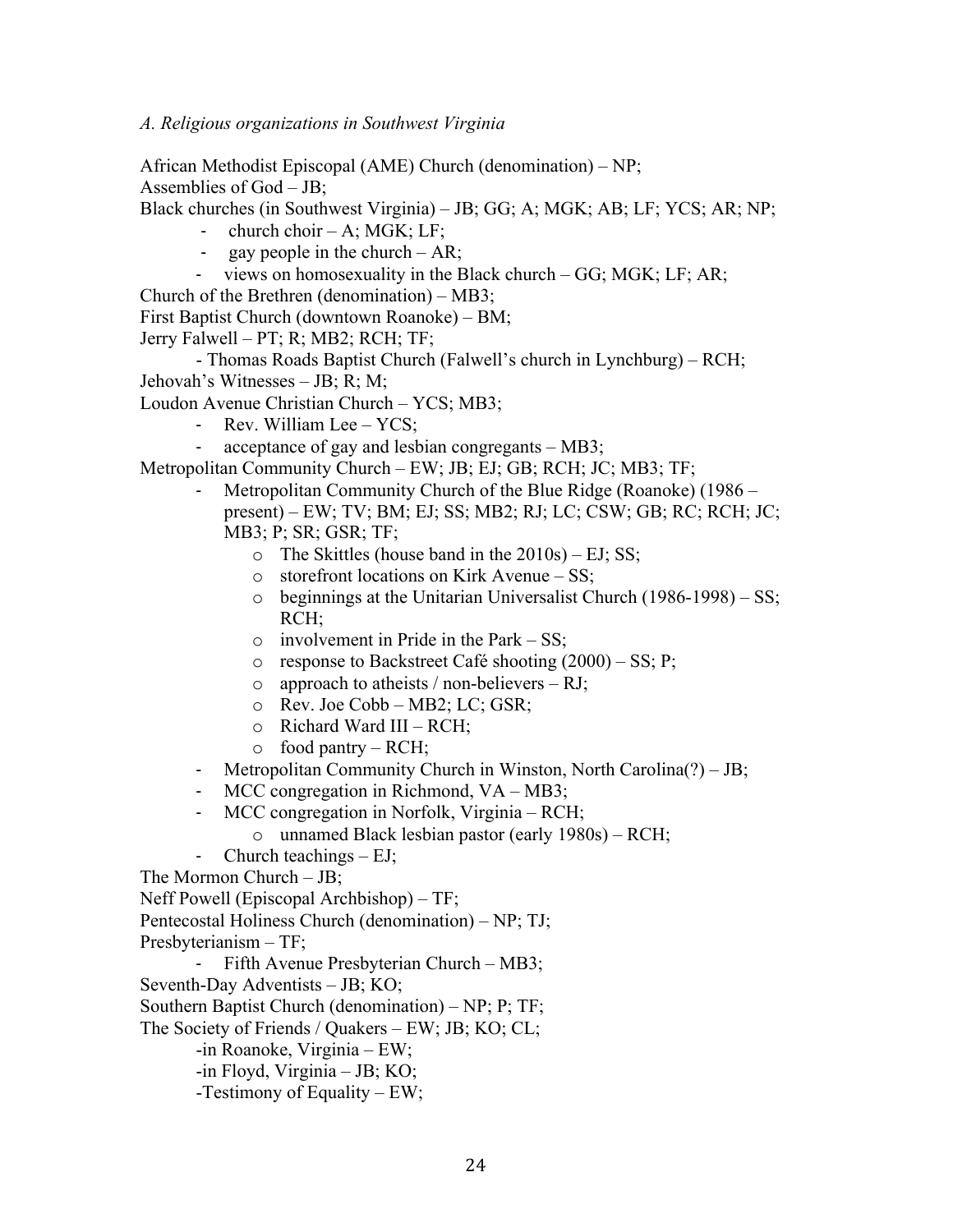*A. Religious organizations in Southwest Virginia*

African Methodist Episcopal (AME) Church (denomination) – NP;
Assemblies of God – JB;
Black churches (in Southwest Virginia) – JB; GG; A; MGK; AB; LF; YCS; AR; NP;

- church choir – A; MGK; LF;
- gay people in the church – AR;
- views on homosexuality in the Black church – GG; MGK; LF; AR;

Church of the Brethren (denomination) – MB3;
First Baptist Church (downtown Roanoke) – BM;
Jerry Falwell – PT; R; MB2; RCH; TF;

- Thomas Roads Baptist Church (Falwell's church in Lynchburg) – RCH;

Jehovah's Witnesses – JB; R; M;
Loudon Avenue Christian Church – YCS; MB3;

- Rev. William Lee – YCS;
- acceptance of gay and lesbian congregants – MB3;

Metropolitan Community Church – EW; JB; EJ; GB; RCH; JC; MB3; TF;

- Metropolitan Community Church of the Blue Ridge (Roanoke) (1986 – present) – EW; TV; BM; EJ; SS; MB2; RJ; LC; CSW; GB; RC; RCH; JC; MB3; P; SR; GSR; TF;
    - The Skittles (house band in the 2010s) – EJ; SS;
    - storefront locations on Kirk Avenue – SS;
    - beginnings at the Unitarian Universalist Church (1986-1998) – SS; RCH;
    - involvement in Pride in the Park – SS;
    - response to Backstreet Café shooting (2000) – SS; P;
    - approach to atheists / non-believers – RJ;
    - Rev. Joe Cobb – MB2; LC; GSR;
    - Richard Ward III – RCH;
    - food pantry – RCH;
- Metropolitan Community Church in Winston, North Carolina(?) – JB;
- MCC congregation in Richmond, VA – MB3;
- MCC congregation in Norfolk, Virginia – RCH;
    - unnamed Black lesbian pastor (early 1980s) – RCH;
- Church teachings – EJ;

The Mormon Church – JB;
Neff Powell (Episcopal Archbishop) – TF;
Pentecostal Holiness Church (denomination) – NP; TJ;
Presbyterianism – TF;

- Fifth Avenue Presbyterian Church – MB3;

Seventh-Day Adventists – JB; KO;
Southern Baptist Church (denomination) – NP; P; TF;
The Society of Friends / Quakers – EW; JB; KO; CL;

- in Roanoke, Virginia – EW;
- in Floyd, Virginia – JB; KO;
- Testimony of Equality – EW;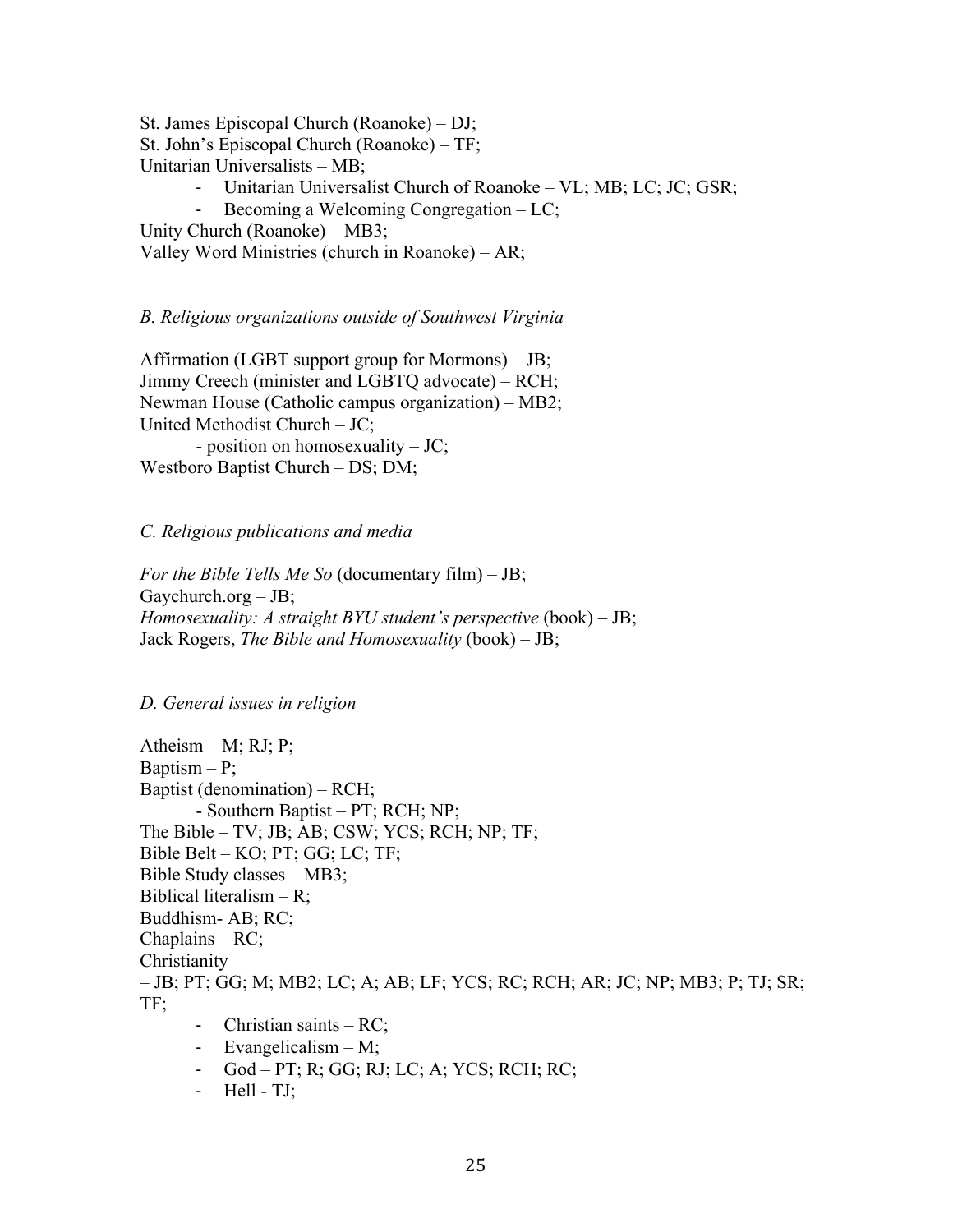St. James Episcopal Church (Roanoke) – DJ;
St. John's Episcopal Church (Roanoke) – TF;
Unitarian Universalists – MB;

- Unitarian Universalist Church of Roanoke – VL; MB; LC; JC; GSR;
- Becoming a Welcoming Congregation – LC;

Unity Church (Roanoke) – MB3;
Valley Word Ministries (church in Roanoke) – AR;

*B. Religious organizations outside of Southwest Virginia*

Affirmation (LGBT support group for Mormons) – JB;
Jimmy Creech (minister and LGBTQ advocate) – RCH;
Newman House (Catholic campus organization) – MB2;
United Methodist Church – JC;

- position on homosexuality – JC;

Westboro Baptist Church – DS; DM;

*C. Religious publications and media*

*For the Bible Tells Me So* (documentary film) – JB;
Gaychurch.org – JB;
*Homosexuality: A straight BYU student's perspective* (book) – JB;
Jack Rogers, *The Bible and Homosexuality* (book) – JB;

*D. General issues in religion*

Atheism – M; RJ; P;
Baptism – P;
Baptist (denomination) – RCH;

- Southern Baptist – PT; RCH; NP;

The Bible – TV; JB; AB; CSW; YCS; RCH; NP; TF;
Bible Belt – KO; PT; GG; LC; TF;
Bible Study classes – MB3;
Biblical literalism – R;
Buddhism- AB; RC;
Chaplains – RC;
Christianity
– JB; PT; GG; M; MB2; LC; A; AB; LF; YCS; RC; RCH; AR; JC; NP; MB3; P; TJ; SR; TF;

- Christian saints – RC;
- Evangelicalism – M;
- God – PT; R; GG; RJ; LC; A; YCS; RCH; RC;
- Hell - TJ;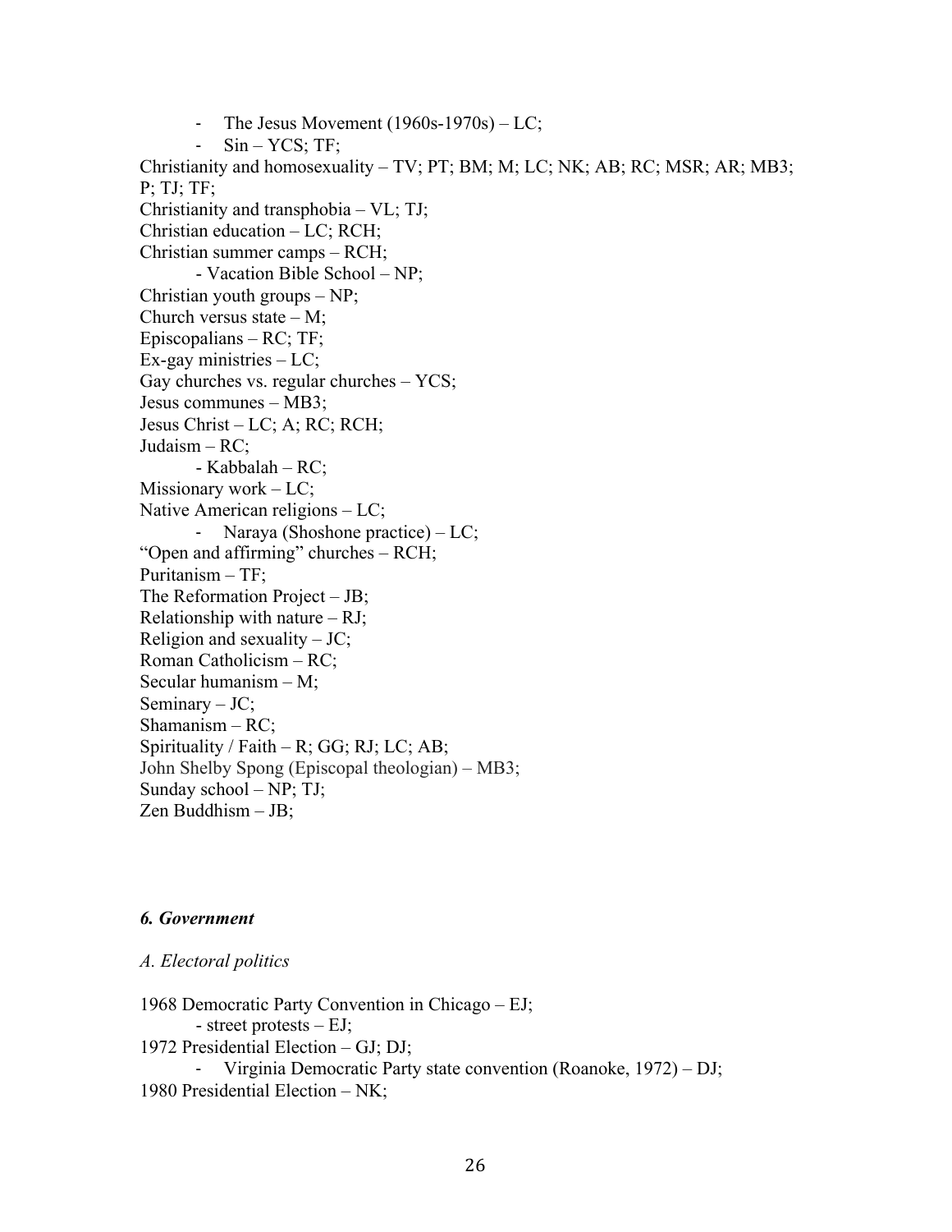- The Jesus Movement (1960s-1970s) – LC;
- Sin – YCS; TF;

Christianity and homosexuality – TV; PT; BM; M; LC; NK; AB; RC; MSR; AR; MB3; P; TJ; TF;

Christianity and transphobia – VL; TJ;

Christian education – LC; RCH;

Christian summer camps – RCH;

- Vacation Bible School – NP;

Christian youth groups – NP;

Church versus state – M;

Episcopalians – RC; TF;

Ex-gay ministries – LC;

Gay churches vs. regular churches – YCS;

Jesus communes – MB3;

Jesus Christ – LC; A; RC; RCH;

Judaism – RC;

- Kabbalah – RC;

Missionary work – LC;

Native American religions – LC;

- Naraya (Shoshone practice) – LC;

"Open and affirming" churches – RCH;

Puritanism – TF;

The Reformation Project – JB;

Relationship with nature – RJ;

Religion and sexuality – JC;

Roman Catholicism – RC;

Secular humanism – M;

Seminary – JC;

Shamanism – RC;

Spirituality / Faith – R; GG; RJ; LC; AB;

John Shelby Spong (Episcopal theologian) – MB3;

Sunday school – NP; TJ;

Zen Buddhism – JB;

### *6. Government*

*A. Electoral politics*

1968 Democratic Party Convention in Chicago – EJ;

- street protests – EJ;

1972 Presidential Election – GJ; DJ;

- Virginia Democratic Party state convention (Roanoke, 1972) – DJ;

1980 Presidential Election – NK;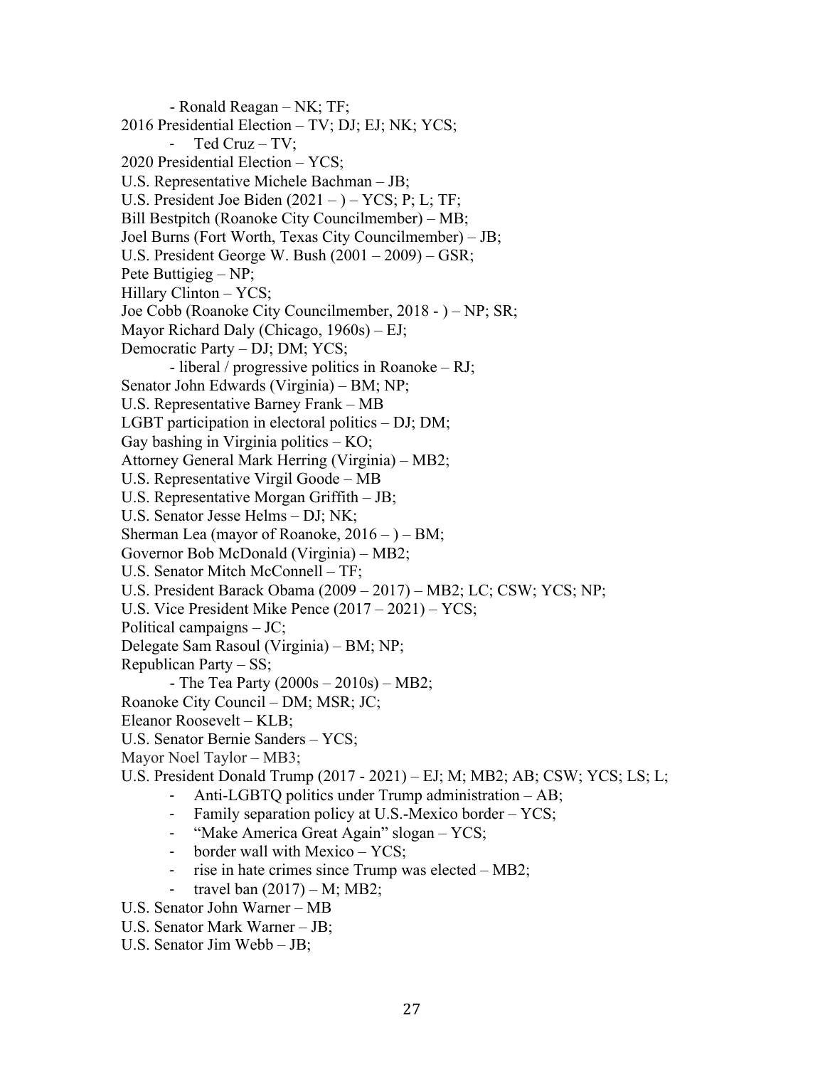- Ronald Reagan – NK; TF;

2016 Presidential Election – TV; DJ; EJ; NK; YCS;

- Ted Cruz – TV;

2020 Presidential Election – YCS;

U.S. Representative Michele Bachman – JB;

U.S. President Joe Biden (2021 – ) – YCS; P; L; TF;

Bill Bestpitch (Roanoke City Councilmember) – MB;

Joel Burns (Fort Worth, Texas City Councilmember) – JB;

U.S. President George W. Bush (2001 – 2009) – GSR;

Pete Buttigieg – NP;

Hillary Clinton – YCS;

Joe Cobb (Roanoke City Councilmember, 2018 - ) – NP; SR;

Mayor Richard Daly (Chicago, 1960s) – EJ;

Democratic Party – DJ; DM; YCS;

- liberal / progressive politics in Roanoke – RJ;

Senator John Edwards (Virginia) – BM; NP;

U.S. Representative Barney Frank – MB

LGBT participation in electoral politics – DJ; DM;

Gay bashing in Virginia politics – KO;

Attorney General Mark Herring (Virginia) – MB2;

U.S. Representative Virgil Goode – MB

U.S. Representative Morgan Griffith – JB;

U.S. Senator Jesse Helms – DJ; NK;

Sherman Lea (mayor of Roanoke, 2016 – ) – BM;

Governor Bob McDonald (Virginia) – MB2;

U.S. Senator Mitch McConnell – TF;

U.S. President Barack Obama (2009 – 2017) – MB2; LC; CSW; YCS; NP;

U.S. Vice President Mike Pence (2017 – 2021) – YCS;

Political campaigns – JC;

Delegate Sam Rasoul (Virginia) – BM; NP;

Republican Party – SS;

- The Tea Party (2000s – 2010s) – MB2;

Roanoke City Council – DM; MSR; JC;

Eleanor Roosevelt – KLB;

U.S. Senator Bernie Sanders – YCS;

Mayor Noel Taylor – MB3;

U.S. President Donald Trump (2017 - 2021) – EJ; M; MB2; AB; CSW; YCS; LS; L;

- Anti-LGBTQ politics under Trump administration – AB;
- Family separation policy at U.S.-Mexico border – YCS;
- "Make America Great Again" slogan – YCS;
- border wall with Mexico – YCS;
- rise in hate crimes since Trump was elected – MB2;
- travel ban (2017) – M; MB2;

U.S. Senator John Warner – MB

U.S. Senator Mark Warner – JB;

U.S. Senator Jim Webb – JB;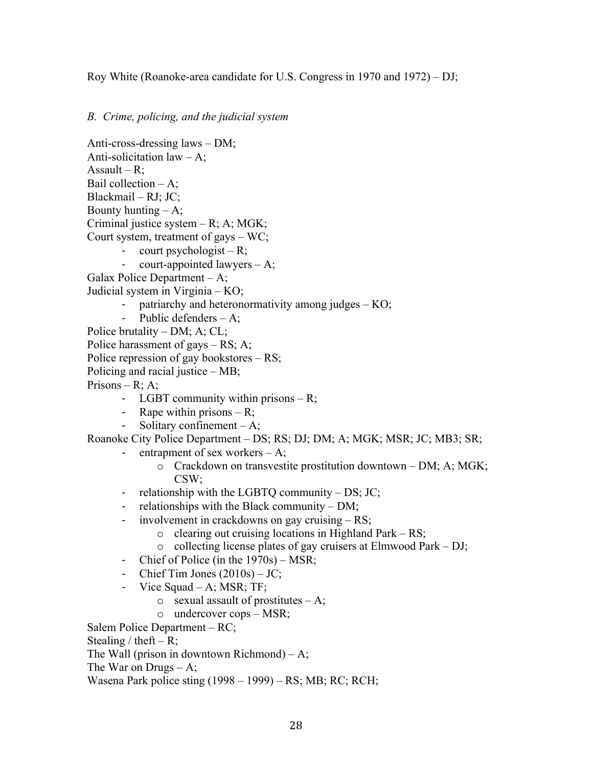Roy White (Roanoke-area candidate for U.S. Congress in 1970 and 1972) – DJ;

*B. Crime, policing, and the judicial system*

Anti-cross-dressing laws – DM;
Anti-solicitation law – A;
Assault – R;
Bail collection – A;
Blackmail – RJ; JC;
Bounty hunting – A;
Criminal justice system – R; A; MGK;
Court system, treatment of gays – WC;

- court psychologist – R;
- court-appointed lawyers – A;

Galax Police Department – A;
Judicial system in Virginia – KO;

- patriarchy and heteronormativity among judges – KO;
- Public defenders – A;

Police brutality – DM; A; CL;
Police harassment of gays – RS; A;
Police repression of gay bookstores – RS;
Policing and racial justice – MB;
Prisons – R; A;

- LGBT community within prisons – R;
- Rape within prisons – R;
- Solitary confinement – A;

Roanoke City Police Department – DS; RS; DJ; DM; A; MGK; MSR; JC; MB3; SR;

- entrapment of sex workers – A;
    - Crackdown on transvestite prostitution downtown – DM; A; MGK; CSW;
- relationship with the LGBTQ community – DS; JC;
- relationships with the Black community – DM;
- involvement in crackdowns on gay cruising – RS;
    - clearing out cruising locations in Highland Park – RS;
    - collecting license plates of gay cruisers at Elmwood Park – DJ;
- Chief of Police (in the 1970s) – MSR;
- Chief Tim Jones (2010s) – JC;
- Vice Squad – A; MSR; TF;
    - sexual assault of prostitutes – A;
    - undercover cops – MSR;

Salem Police Department – RC;
Stealing / theft – R;
The Wall (prison in downtown Richmond) – A;
The War on Drugs – A;
Wasena Park police sting (1998 – 1999) – RS; MB; RC; RCH;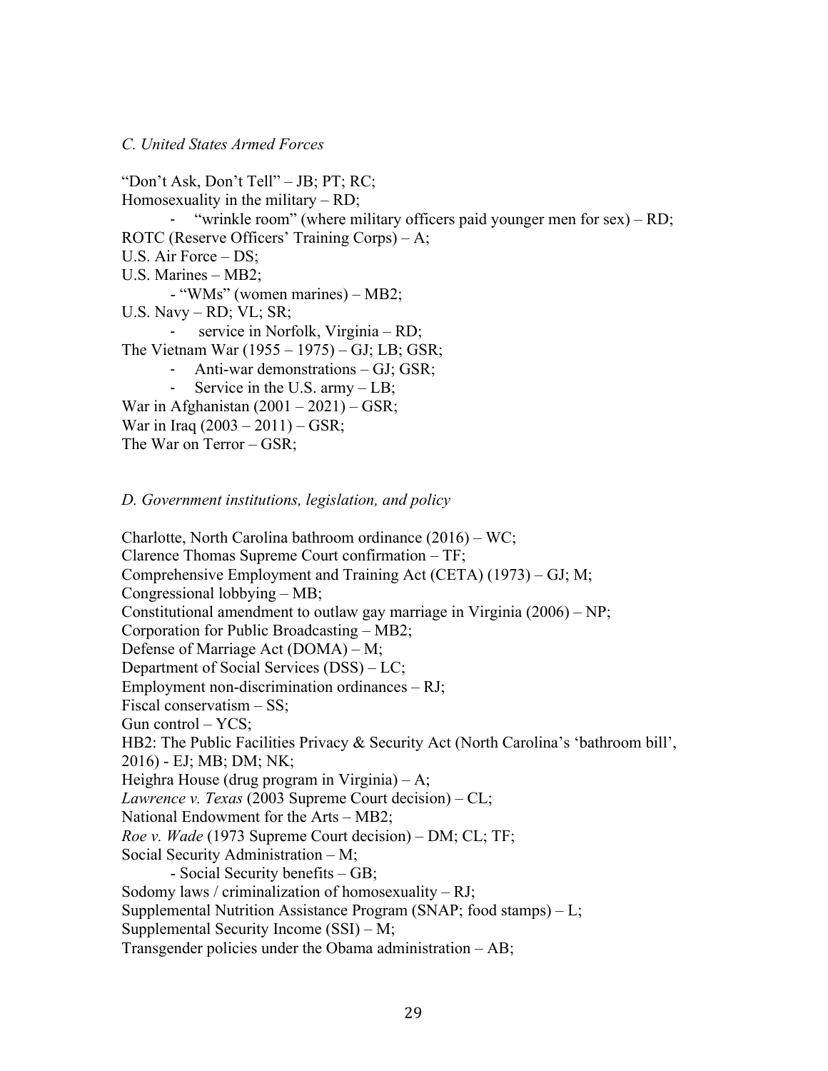*C. United States Armed Forces*

"Don't Ask, Don't Tell" – JB; PT; RC;
Homosexuality in the military – RD;

- "wrinkle room" (where military officers paid younger men for sex) – RD;

ROTC (Reserve Officers' Training Corps) – A;
U.S. Air Force – DS;
U.S. Marines – MB2;

- "WMs" (women marines) – MB2;

U.S. Navy – RD; VL; SR;

- service in Norfolk, Virginia – RD;

The Vietnam War (1955 – 1975) – GJ; LB; GSR;

- Anti-war demonstrations – GJ; GSR;
- Service in the U.S. army – LB;

War in Afghanistan (2001 – 2021) – GSR;
War in Iraq (2003 – 2011) – GSR;
The War on Terror – GSR;

*D. Government institutions, legislation, and policy*

Charlotte, North Carolina bathroom ordinance (2016) – WC;
Clarence Thomas Supreme Court confirmation – TF;
Comprehensive Employment and Training Act (CETA) (1973) – GJ; M;
Congressional lobbying – MB;
Constitutional amendment to outlaw gay marriage in Virginia (2006) – NP;
Corporation for Public Broadcasting – MB2;
Defense of Marriage Act (DOMA) – M;
Department of Social Services (DSS) – LC;
Employment non-discrimination ordinances – RJ;
Fiscal conservatism – SS;
Gun control – YCS;
HB2: The Public Facilities Privacy & Security Act (North Carolina's 'bathroom bill', 2016) - EJ; MB; DM; NK;
Heighra House (drug program in Virginia) – A;
*Lawrence v. Texas* (2003 Supreme Court decision) – CL;
National Endowment for the Arts – MB2;
*Roe v. Wade* (1973 Supreme Court decision) – DM; CL; TF;
Social Security Administration – M;

- Social Security benefits – GB;

Sodomy laws / criminalization of homosexuality – RJ;
Supplemental Nutrition Assistance Program (SNAP; food stamps) – L;
Supplemental Security Income (SSI) – M;
Transgender policies under the Obama administration – AB;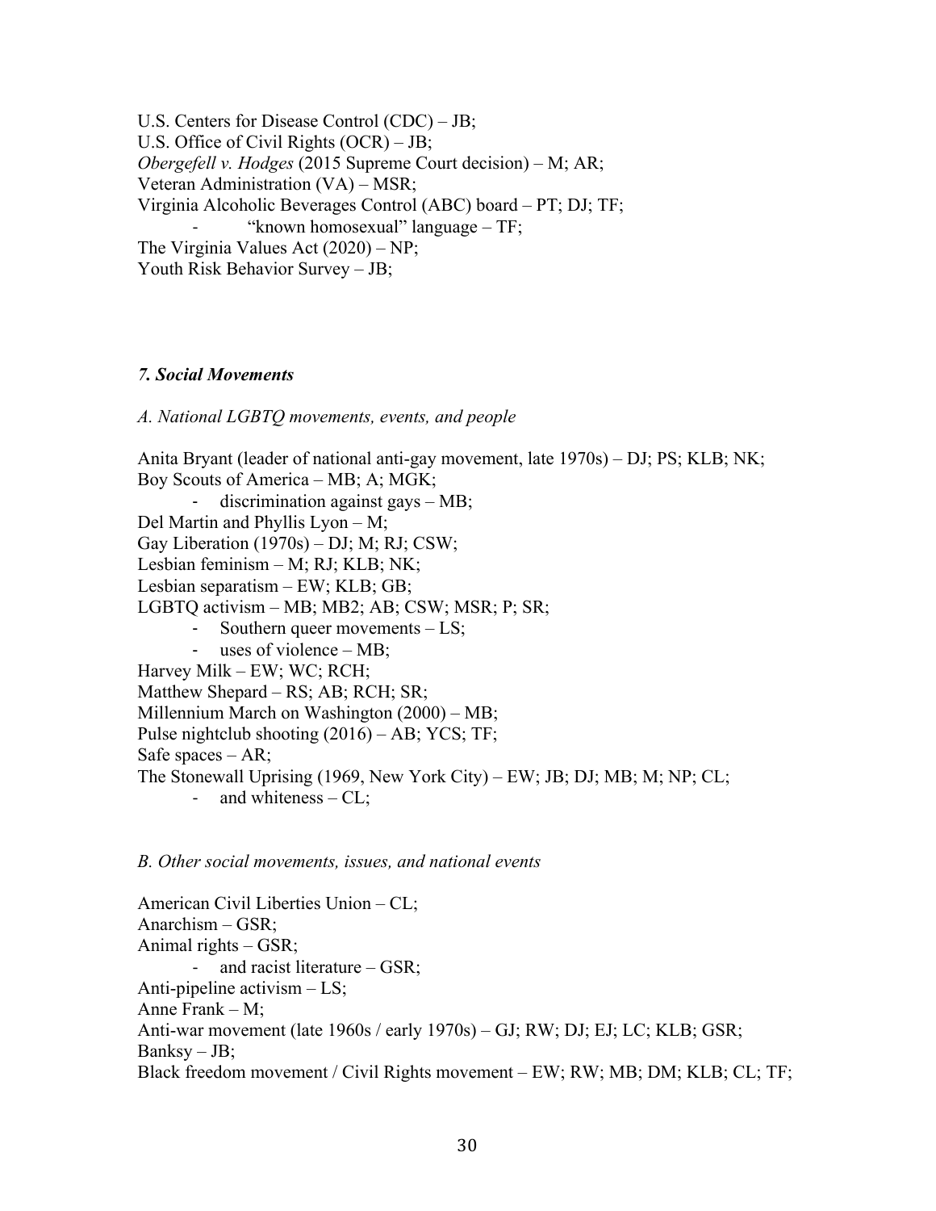U.S. Centers for Disease Control (CDC) – JB;
U.S. Office of Civil Rights (OCR) – JB;
*Obergefell v. Hodges* (2015 Supreme Court decision) – M; AR;
Veteran Administration (VA) – MSR;
Virginia Alcoholic Beverages Control (ABC) board – PT; DJ; TF;
- "known homosexual" language – TF;

The Virginia Values Act (2020) – NP;
Youth Risk Behavior Survey – JB;

### *7. Social Movements*

*A. National LGBTQ movements, events, and people*

Anita Bryant (leader of national anti-gay movement, late 1970s) – DJ; PS; KLB; NK;
Boy Scouts of America – MB; A; MGK;
- discrimination against gays – MB;

Del Martin and Phyllis Lyon – M;
Gay Liberation (1970s) – DJ; M; RJ; CSW;
Lesbian feminism – M; RJ; KLB; NK;
Lesbian separatism – EW; KLB; GB;
LGBTQ activism – MB; MB2; AB; CSW; MSR; P; SR;
- Southern queer movements – LS;
- uses of violence – MB;

Harvey Milk – EW; WC; RCH;
Matthew Shepard – RS; AB; RCH; SR;
Millennium March on Washington (2000) – MB;
Pulse nightclub shooting (2016) – AB; YCS; TF;
Safe spaces – AR;
The Stonewall Uprising (1969, New York City) – EW; JB; DJ; MB; M; NP; CL;
- and whiteness – CL;

*B. Other social movements, issues, and national events*

American Civil Liberties Union – CL;
Anarchism – GSR;
Animal rights – GSR;
- and racist literature – GSR;

Anti-pipeline activism – LS;
Anne Frank – M;
Anti-war movement (late 1960s / early 1970s) – GJ; RW; DJ; EJ; LC; KLB; GSR;
Banksy – JB;
Black freedom movement / Civil Rights movement – EW; RW; MB; DM; KLB; CL; TF;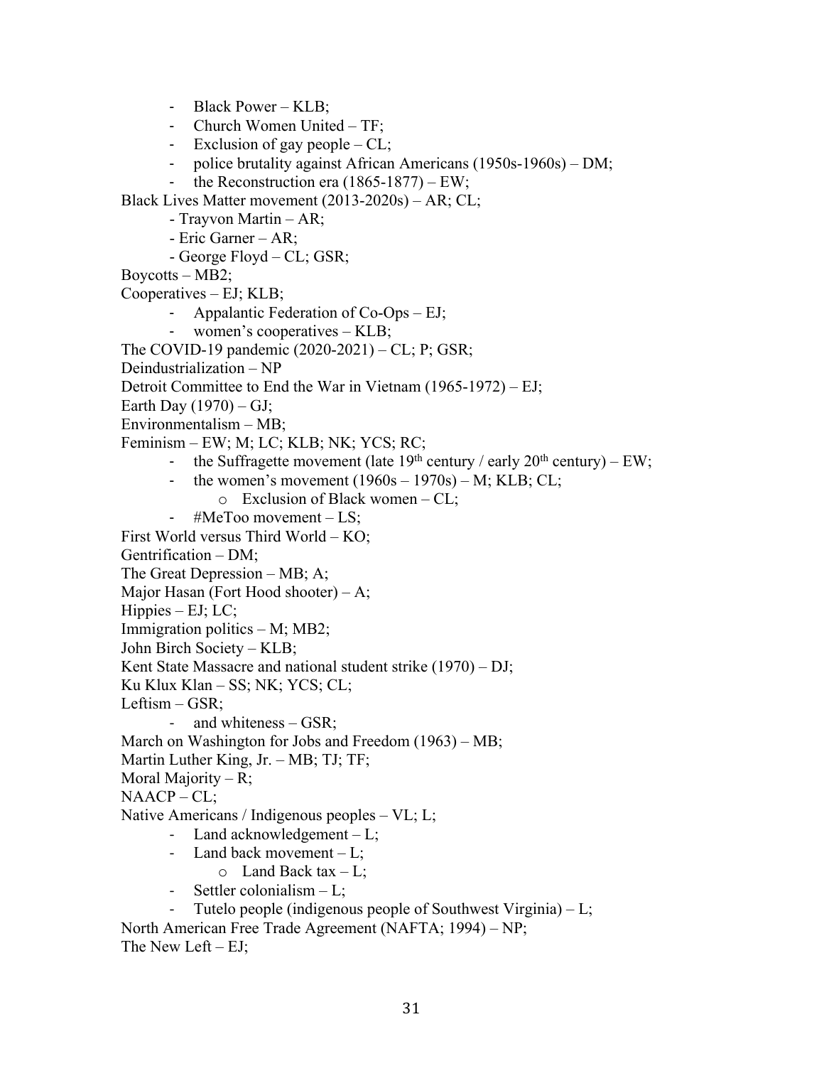- Black Power – KLB;
- Church Women United – TF;
- Exclusion of gay people – CL;
- police brutality against African Americans (1950s-1960s) – DM;
- the Reconstruction era (1865-1877) – EW;

Black Lives Matter movement (2013-2020s) – AR; CL;

- Trayvon Martin – AR;
- Eric Garner – AR;
- George Floyd – CL; GSR;

Boycotts – MB2;

Cooperatives – EJ; KLB;

- Appalantic Federation of Co-Ops – EJ;
- women's cooperatives – KLB;

The COVID-19 pandemic (2020-2021) – CL; P; GSR;

Deindustrialization – NP

Detroit Committee to End the War in Vietnam (1965-1972) – EJ;

Earth Day (1970) – GJ;

Environmentalism – MB;

Feminism – EW; M; LC; KLB; NK; YCS; RC;

- the Suffragette movement (late 19th century / early 20th century) – EW;
- the women's movement (1960s – 1970s) – M; KLB; CL;
    - Exclusion of Black women – CL;
- #MeToo movement – LS;

First World versus Third World – KO;

Gentrification – DM;

The Great Depression – MB; A;

Major Hasan (Fort Hood shooter) – A;

Hippies – EJ; LC;

Immigration politics – M; MB2;

John Birch Society – KLB;

Kent State Massacre and national student strike (1970) – DJ;

Ku Klux Klan – SS; NK; YCS; CL;

Leftism – GSR;

- and whiteness – GSR;

March on Washington for Jobs and Freedom (1963) – MB;

Martin Luther King, Jr. – MB; TJ; TF;

Moral Majority – R;

NAACP – CL;

Native Americans / Indigenous peoples – VL; L;

- Land acknowledgement – L;
- Land back movement – L;
    - Land Back tax – L;
- Settler colonialism – L;
- Tutelo people (indigenous people of Southwest Virginia) – L;

North American Free Trade Agreement (NAFTA; 1994) – NP;

The New Left – EJ;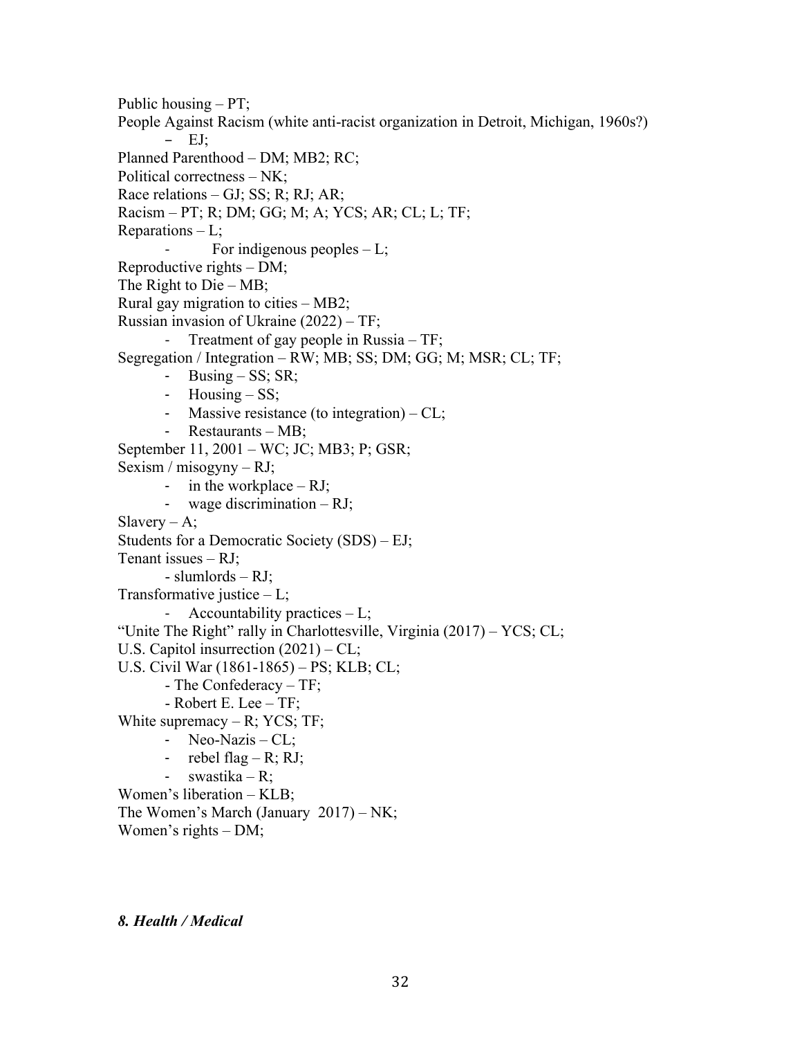Public housing – PT;
People Against Racism (white anti-racist organization in Detroit, Michigan, 1960s?)
- EJ;

Planned Parenthood – DM; MB2; RC;
Political correctness – NK;
Race relations – GJ; SS; R; RJ; AR;
Racism – PT; R; DM; GG; M; A; YCS; AR; CL; L; TF;
Reparations – L;
- For indigenous peoples – L;

Reproductive rights – DM;
The Right to Die – MB;
Rural gay migration to cities – MB2;
Russian invasion of Ukraine (2022) – TF;
- Treatment of gay people in Russia – TF;

Segregation / Integration – RW; MB; SS; DM; GG; M; MSR; CL; TF;
- Busing – SS; SR;
- Housing – SS;
- Massive resistance (to integration) – CL;
- Restaurants – MB;

September 11, 2001 – WC; JC; MB3; P; GSR;
Sexism / misogyny – RJ;
- in the workplace – RJ;
- wage discrimination – RJ;

Slavery – A;
Students for a Democratic Society (SDS) – EJ;
Tenant issues – RJ;
- slumlords – RJ;

Transformative justice – L;
- Accountability practices – L;

"Unite The Right" rally in Charlottesville, Virginia (2017) – YCS; CL;
U.S. Capitol insurrection (2021) – CL;
U.S. Civil War (1861-1865) – PS; KLB; CL;
- The Confederacy – TF;
- Robert E. Lee – TF;

White supremacy – R; YCS; TF;
- Neo-Nazis – CL;
- rebel flag – R; RJ;
- swastika – R;

Women's liberation – KLB;
The Women's March (January 2017) – NK;
Women's rights – DM;

***8. Health / Medical***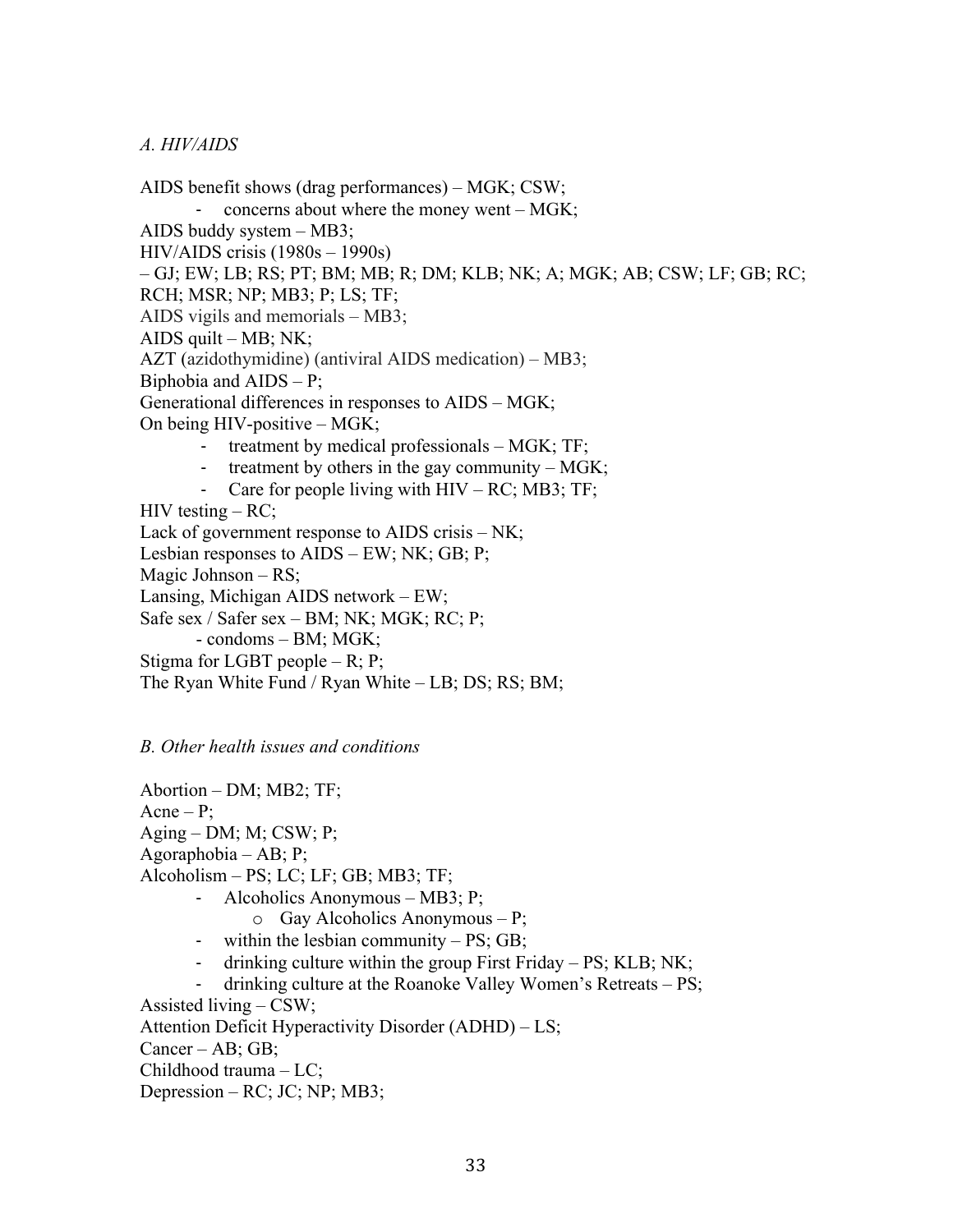*A. HIV/AIDS*

AIDS benefit shows (drag performances) – MGK; CSW;

- concerns about where the money went – MGK;

AIDS buddy system – MB3;

HIV/AIDS crisis (1980s – 1990s)
– GJ; EW; LB; RS; PT; BM; MB; R; DM; KLB; NK; A; MGK; AB; CSW; LF; GB; RC; RCH; MSR; NP; MB3; P; LS; TF;

AIDS vigils and memorials – MB3;

AIDS quilt – MB; NK;

AZT (azidothymidine) (antiviral AIDS medication) – MB3;

Biphobia and AIDS – P;

Generational differences in responses to AIDS – MGK;

On being HIV-positive – MGK;

- treatment by medical professionals – MGK; TF;
- treatment by others in the gay community – MGK;
- Care for people living with HIV – RC; MB3; TF;

HIV testing – RC;

Lack of government response to AIDS crisis – NK;

Lesbian responses to AIDS – EW; NK; GB; P;

Magic Johnson – RS;

Lansing, Michigan AIDS network – EW;

Safe sex / Safer sex – BM; NK; MGK; RC; P;

- condoms – BM; MGK;

Stigma for LGBT people – R; P;

The Ryan White Fund / Ryan White – LB; DS; RS; BM;

*B. Other health issues and conditions*

Abortion – DM; MB2; TF;

Acne – P;

Aging – DM; M; CSW; P;

Agoraphobia – AB; P;

Alcoholism – PS; LC; LF; GB; MB3; TF;

- Alcoholics Anonymous – MB3; P;
    - Gay Alcoholics Anonymous – P;
- within the lesbian community – PS; GB;
- drinking culture within the group First Friday – PS; KLB; NK;
- drinking culture at the Roanoke Valley Women's Retreats – PS;

Assisted living – CSW;

Attention Deficit Hyperactivity Disorder (ADHD) – LS;

Cancer – AB; GB;

Childhood trauma – LC;

Depression – RC; JC; NP; MB3;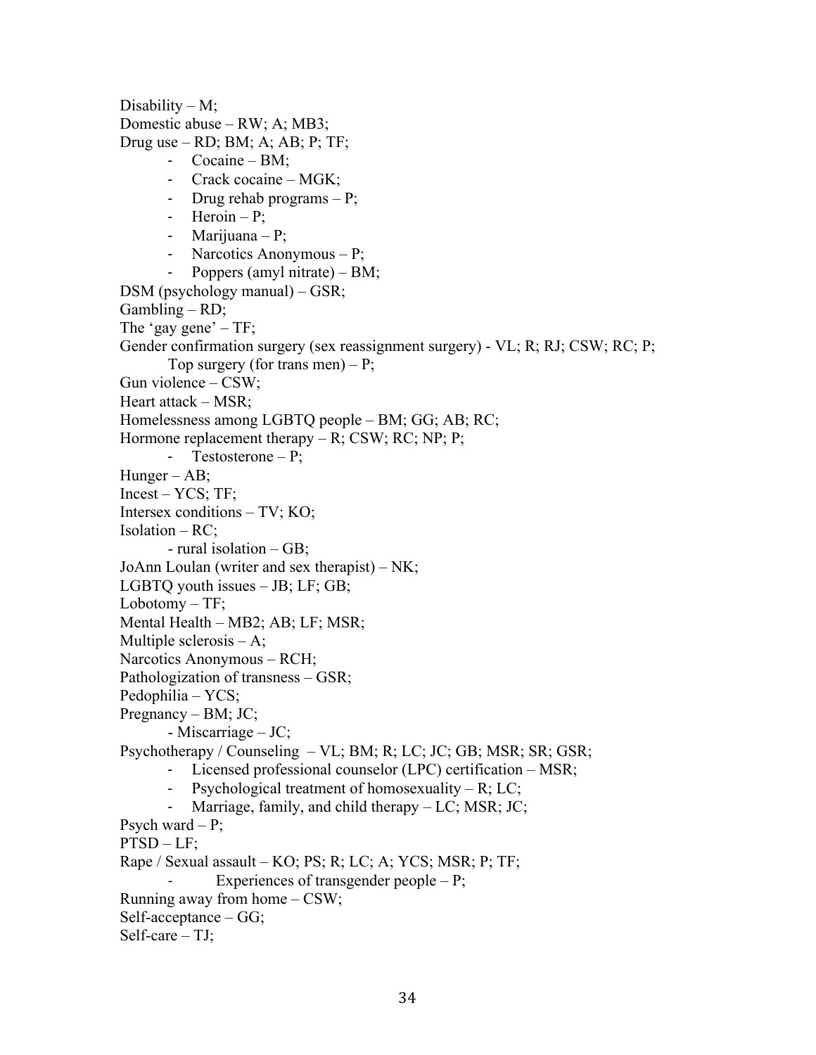Disability – M;
Domestic abuse – RW; A; MB3;
Drug use – RD; BM; A; AB; P; TF;
- Cocaine – BM;
- Crack cocaine – MGK;
- Drug rehab programs – P;
- Heroin – P;
- Marijuana – P;
- Narcotics Anonymous – P;
- Poppers (amyl nitrate) – BM;

DSM (psychology manual) – GSR;
Gambling – RD;
The 'gay gene' – TF;
Gender confirmation surgery (sex reassignment surgery) - VL; R; RJ; CSW; RC; P;
    Top surgery (for trans men) – P;
Gun violence – CSW;
Heart attack – MSR;
Homelessness among LGBTQ people – BM; GG; AB; RC;
Hormone replacement therapy – R; CSW; RC; NP; P;
- Testosterone – P;

Hunger – AB;
Incest – YCS; TF;
Intersex conditions – TV; KO;
Isolation – RC;
- rural isolation – GB;

JoAnn Loulan (writer and sex therapist) – NK;
LGBTQ youth issues – JB; LF; GB;
Lobotomy – TF;
Mental Health – MB2; AB; LF; MSR;
Multiple sclerosis – A;
Narcotics Anonymous – RCH;
Pathologization of transness – GSR;
Pedophilia – YCS;
Pregnancy – BM; JC;
- Miscarriage – JC;

Psychotherapy / Counseling – VL; BM; R; LC; JC; GB; MSR; SR; GSR;
- Licensed professional counselor (LPC) certification – MSR;
- Psychological treatment of homosexuality – R; LC;
- Marriage, family, and child therapy – LC; MSR; JC;

Psych ward – P;
PTSD – LF;
Rape / Sexual assault – KO; PS; R; LC; A; YCS; MSR; P; TF;
- Experiences of transgender people – P;

Running away from home – CSW;
Self-acceptance – GG;
Self-care – TJ;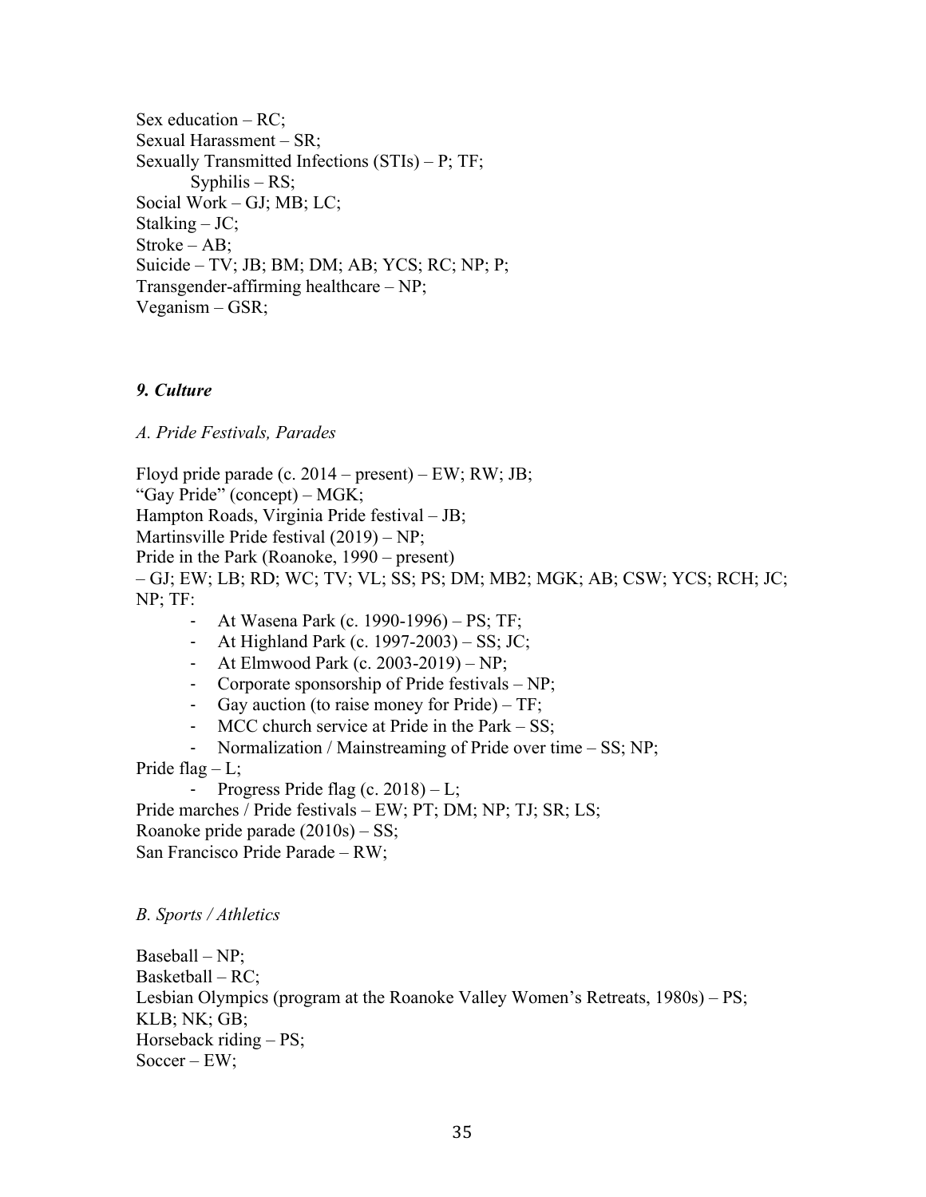Sex education – RC;
Sexual Harassment – SR;
Sexually Transmitted Infections (STIs) – P; TF;
    Syphilis – RS;
Social Work – GJ; MB; LC;
Stalking – JC;
Stroke – AB;
Suicide – TV; JB; BM; DM; AB; YCS; RC; NP; P;
Transgender-affirming healthcare – NP;
Veganism – GSR;

### *9. Culture*

*A. Pride Festivals, Parades*

Floyd pride parade (c. 2014 – present) – EW; RW; JB;
"Gay Pride" (concept) – MGK;
Hampton Roads, Virginia Pride festival – JB;
Martinsville Pride festival (2019) – NP;
Pride in the Park (Roanoke, 1990 – present)
– GJ; EW; LB; RD; WC; TV; VL; SS; PS; DM; MB2; MGK; AB; CSW; YCS; RCH; JC; NP; TF:

- At Wasena Park (c. 1990-1996) – PS; TF;
- At Highland Park (c. 1997-2003) – SS; JC;
- At Elmwood Park (c. 2003-2019) – NP;
- Corporate sponsorship of Pride festivals – NP;
- Gay auction (to raise money for Pride) – TF;
- MCC church service at Pride in the Park – SS;
- Normalization / Mainstreaming of Pride over time – SS; NP;

Pride flag – L;

- Progress Pride flag (c. 2018) – L;

Pride marches / Pride festivals – EW; PT; DM; NP; TJ; SR; LS;
Roanoke pride parade (2010s) – SS;
San Francisco Pride Parade – RW;

*B. Sports / Athletics*

Baseball – NP;
Basketball – RC;
Lesbian Olympics (program at the Roanoke Valley Women's Retreats, 1980s) – PS; KLB; NK; GB;
Horseback riding – PS;
Soccer – EW;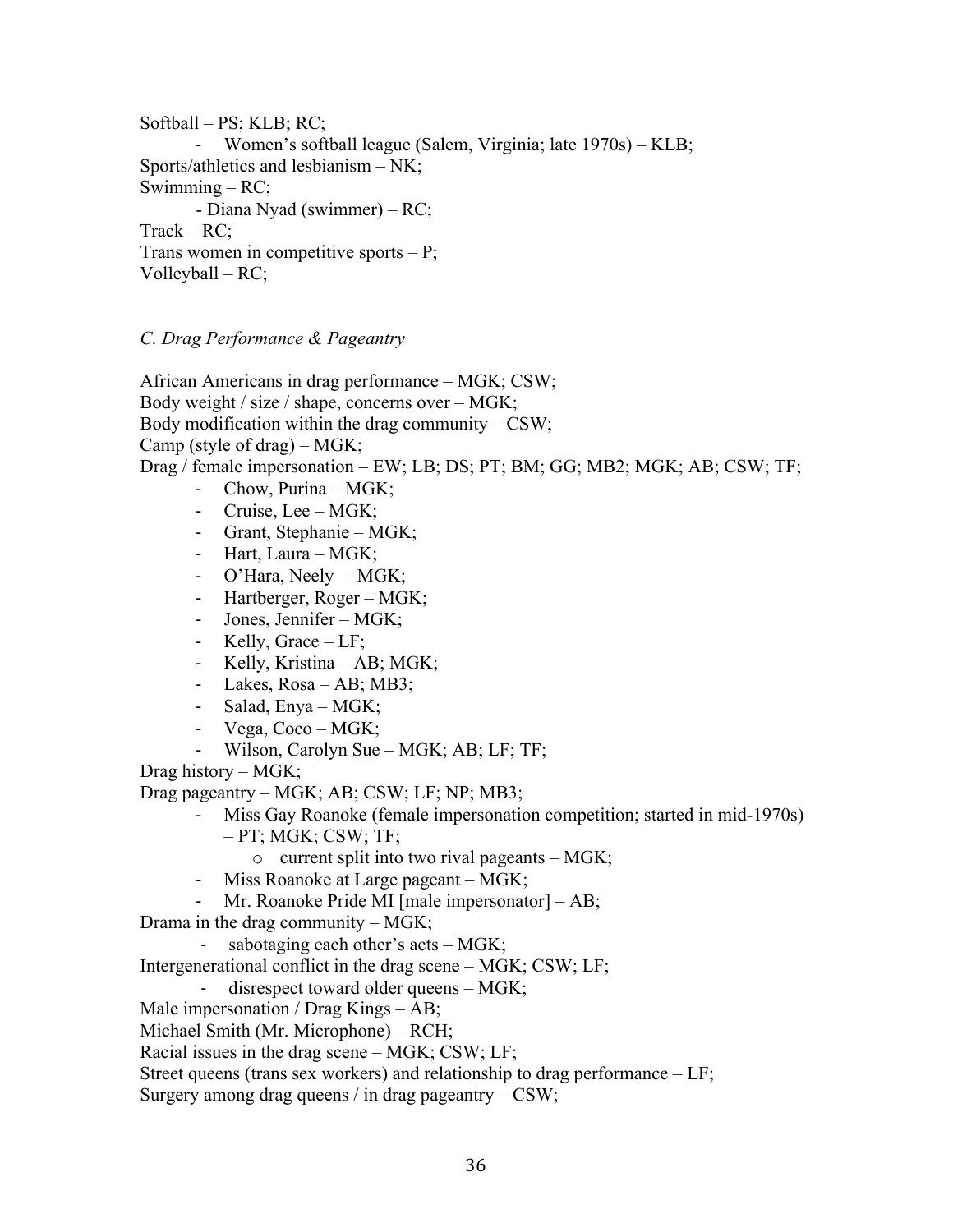Softball – PS; KLB; RC;

- Women's softball league (Salem, Virginia; late 1970s) – KLB;

Sports/athletics and lesbianism – NK;

Swimming – RC;

- Diana Nyad (swimmer) – RC;

Track – RC;

Trans women in competitive sports – P;

Volleyball – RC;

*C. Drag Performance & Pageantry*

African Americans in drag performance – MGK; CSW;

Body weight / size / shape, concerns over – MGK;

Body modification within the drag community – CSW;

Camp (style of drag) – MGK;

Drag / female impersonation – EW; LB; DS; PT; BM; GG; MB2; MGK; AB; CSW; TF;

- Chow, Purina – MGK;
- Cruise, Lee – MGK;
- Grant, Stephanie – MGK;
- Hart, Laura – MGK;
- O'Hara, Neely – MGK;
- Hartberger, Roger – MGK;
- Jones, Jennifer – MGK;
- Kelly, Grace – LF;
- Kelly, Kristina – AB; MGK;
- Lakes, Rosa – AB; MB3;
- Salad, Enya – MGK;
- Vega, Coco – MGK;
- Wilson, Carolyn Sue – MGK; AB; LF; TF;

Drag history – MGK;

Drag pageantry – MGK; AB; CSW; LF; NP; MB3;

- Miss Gay Roanoke (female impersonation competition; started in mid-1970s) – PT; MGK; CSW; TF;
  - current split into two rival pageants – MGK;
- Miss Roanoke at Large pageant – MGK;
- Mr. Roanoke Pride MI [male impersonator] – AB;

Drama in the drag community – MGK;

- sabotaging each other's acts – MGK;

Intergenerational conflict in the drag scene – MGK; CSW; LF;

- disrespect toward older queens – MGK;

Male impersonation / Drag Kings – AB;

Michael Smith (Mr. Microphone) – RCH;

Racial issues in the drag scene – MGK; CSW; LF;

Street queens (trans sex workers) and relationship to drag performance – LF;

Surgery among drag queens / in drag pageantry – CSW;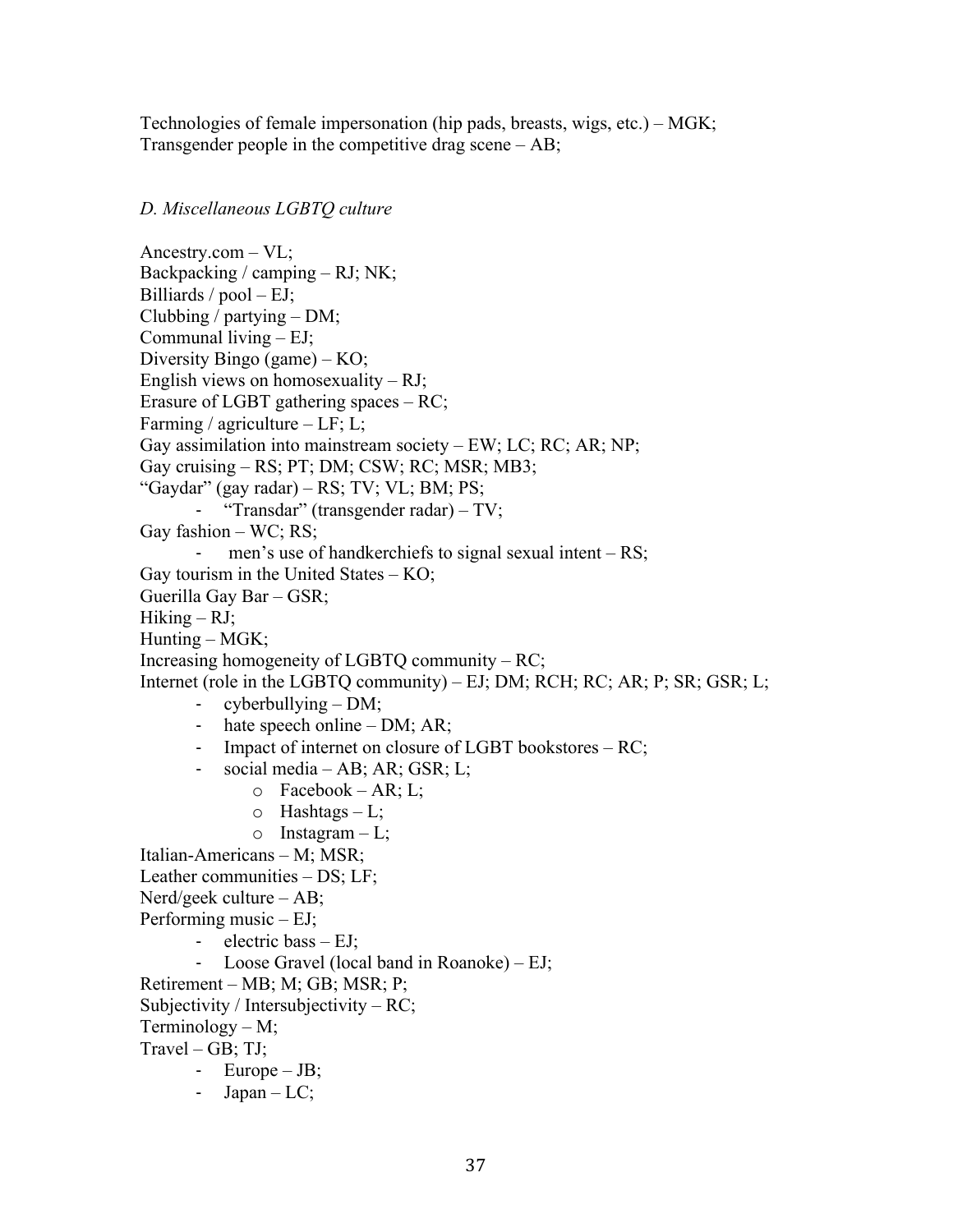Technologies of female impersonation (hip pads, breasts, wigs, etc.) – MGK;
Transgender people in the competitive drag scene – AB;

*D. Miscellaneous LGBTQ culture*

Ancestry.com – VL;
Backpacking / camping – RJ; NK;
Billiards / pool – EJ;
Clubbing / partying – DM;
Communal living – EJ;
Diversity Bingo (game) – KO;
English views on homosexuality – RJ;
Erasure of LGBT gathering spaces – RC;
Farming / agriculture – LF; L;
Gay assimilation into mainstream society – EW; LC; RC; AR; NP;
Gay cruising – RS; PT; DM; CSW; RC; MSR; MB3;
"Gaydar" (gay radar) – RS; TV; VL; BM; PS;

- "Transdar" (transgender radar) – TV;

Gay fashion – WC; RS;

- men's use of handkerchiefs to signal sexual intent – RS;

Gay tourism in the United States – KO;
Guerilla Gay Bar – GSR;
Hiking – RJ;
Hunting – MGK;
Increasing homogeneity of LGBTQ community – RC;
Internet (role in the LGBTQ community) – EJ; DM; RCH; RC; AR; P; SR; GSR; L;

- cyberbullying – DM;
- hate speech online – DM; AR;
- Impact of internet on closure of LGBT bookstores – RC;
- social media – AB; AR; GSR; L;
  - Facebook – AR; L;
  - Hashtags – L;
  - Instagram – L;

Italian-Americans – M; MSR;
Leather communities – DS; LF;
Nerd/geek culture – AB;
Performing music – EJ;

- electric bass – EJ;
- Loose Gravel (local band in Roanoke) – EJ;

Retirement – MB; M; GB; MSR; P;
Subjectivity / Intersubjectivity – RC;
Terminology – M;
Travel – GB; TJ;

- Europe – JB;
- Japan – LC;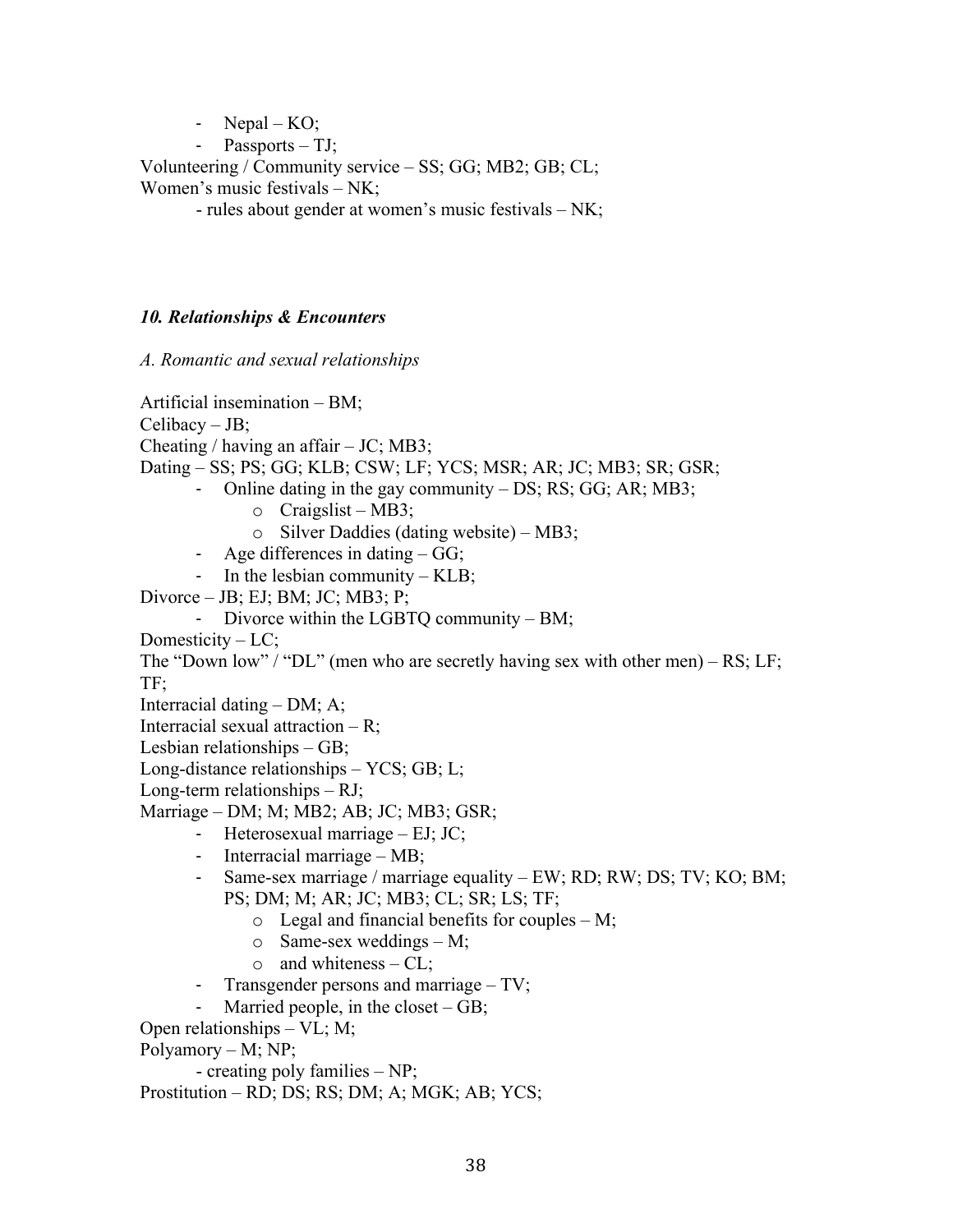- Nepal – KO;
- Passports – TJ;

Volunteering / Community service – SS; GG; MB2; GB; CL;

Women's music festivals – NK;

- rules about gender at women's music festivals – NK;

### *10. Relationships & Encounters*

*A. Romantic and sexual relationships*

Artificial insemination – BM;

Celibacy – JB;

Cheating / having an affair – JC; MB3;

Dating – SS; PS; GG; KLB; CSW; LF; YCS; MSR; AR; JC; MB3; SR; GSR;

- Online dating in the gay community – DS; RS; GG; AR; MB3;
    - Craigslist – MB3;
    - Silver Daddies (dating website) – MB3;
- Age differences in dating – GG;
- In the lesbian community – KLB;

Divorce – JB; EJ; BM; JC; MB3; P;

- Divorce within the LGBTQ community – BM;

Domesticity – LC;

The "Down low" / "DL" (men who are secretly having sex with other men) – RS; LF; TF;

Interracial dating – DM; A;

Interracial sexual attraction – R;

Lesbian relationships – GB;

Long-distance relationships – YCS; GB; L;

Long-term relationships – RJ;

Marriage – DM; M; MB2; AB; JC; MB3; GSR;

- Heterosexual marriage – EJ; JC;
- Interracial marriage – MB;
- Same-sex marriage / marriage equality – EW; RD; RW; DS; TV; KO; BM; PS; DM; M; AR; JC; MB3; CL; SR; LS; TF;
    - Legal and financial benefits for couples – M;
    - Same-sex weddings – M;
    - and whiteness – CL;
- Transgender persons and marriage – TV;
- Married people, in the closet – GB;

Open relationships – VL; M;

Polyamory – M; NP;

- creating poly families – NP;

Prostitution – RD; DS; RS; DM; A; MGK; AB; YCS;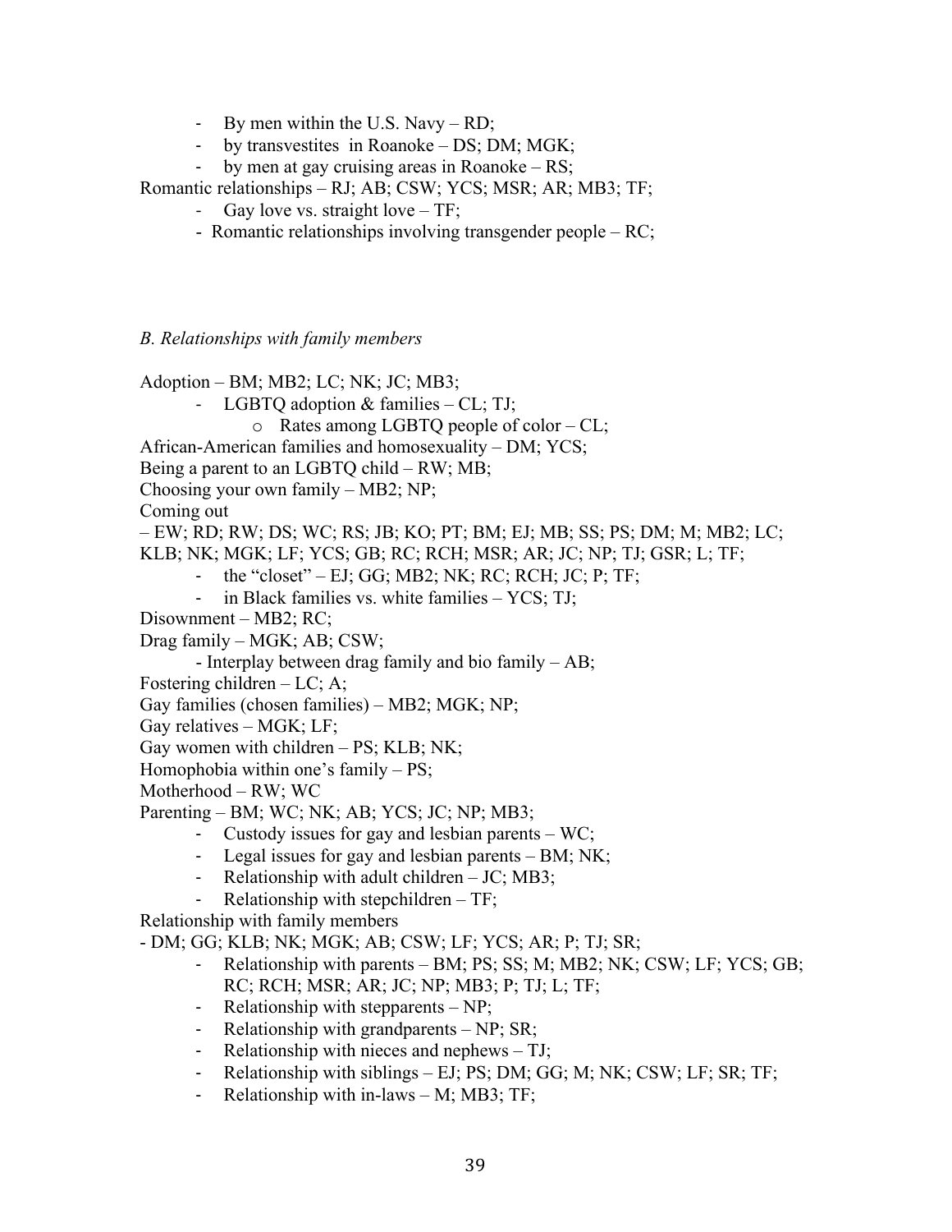- By men within the U.S. Navy – RD;
- by transvestites  in Roanoke – DS; DM; MGK;
- by men at gay cruising areas in Roanoke – RS;

Romantic relationships – RJ; AB; CSW; YCS; MSR; AR; MB3; TF;

- Gay love vs. straight love – TF;
- Romantic relationships involving transgender people – RC;

*B. Relationships with family members*

Adoption – BM; MB2; LC; NK; JC; MB3;

- LGBTQ adoption & families – CL; TJ;
    - Rates among LGBTQ people of color – CL;

African-American families and homosexuality – DM; YCS;

Being a parent to an LGBTQ child – RW; MB;

Choosing your own family – MB2; NP;

Coming out
– EW; RD; RW; DS; WC; RS; JB; KO; PT; BM; EJ; MB; SS; PS; DM; M; MB2; LC; KLB; NK; MGK; LF; YCS; GB; RC; RCH; MSR; AR; JC; NP; TJ; GSR; L; TF;

- the "closet" – EJ; GG; MB2; NK; RC; RCH; JC; P; TF;
- in Black families vs. white families – YCS; TJ;

Disownment – MB2; RC;

Drag family – MGK; AB; CSW;

- Interplay between drag family and bio family – AB;

Fostering children – LC; A;

Gay families (chosen families) – MB2; MGK; NP;

Gay relatives – MGK; LF;

Gay women with children – PS; KLB; NK;

Homophobia within one's family – PS;

Motherhood – RW; WC

Parenting – BM; WC; NK; AB; YCS; JC; NP; MB3;

- Custody issues for gay and lesbian parents – WC;
- Legal issues for gay and lesbian parents – BM; NK;
- Relationship with adult children – JC; MB3;
- Relationship with stepchildren – TF;

Relationship with family members
- DM; GG; KLB; NK; MGK; AB; CSW; LF; YCS; AR; P; TJ; SR;

- Relationship with parents – BM; PS; SS; M; MB2; NK; CSW; LF; YCS; GB; RC; RCH; MSR; AR; JC; NP; MB3; P; TJ; L; TF;
- Relationship with stepparents – NP;
- Relationship with grandparents – NP; SR;
- Relationship with nieces and nephews – TJ;
- Relationship with siblings – EJ; PS; DM; GG; M; NK; CSW; LF; SR; TF;
- Relationship with in-laws – M; MB3; TF;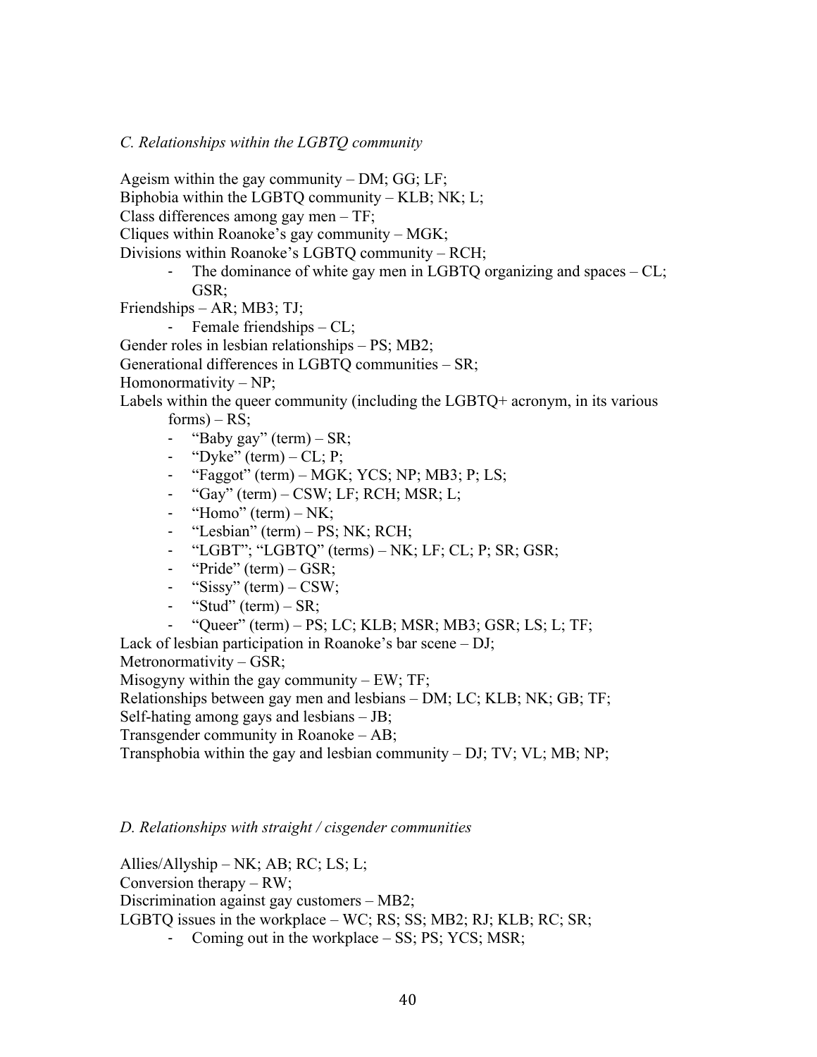*C. Relationships within the LGBTQ community*

Ageism within the gay community – DM; GG; LF;
Biphobia within the LGBTQ community – KLB; NK; L;
Class differences among gay men – TF;
Cliques within Roanoke's gay community – MGK;
Divisions within Roanoke's LGBTQ community – RCH;

- The dominance of white gay men in LGBTQ organizing and spaces – CL; GSR;

Friendships – AR; MB3; TJ;

- Female friendships – CL;

Gender roles in lesbian relationships – PS; MB2;
Generational differences in LGBTQ communities – SR;
Homonormativity – NP;
Labels within the queer community (including the LGBTQ+ acronym, in its various forms) – RS;

- "Baby gay" (term) – SR;
- "Dyke" (term) – CL; P;
- "Faggot" (term) – MGK; YCS; NP; MB3; P; LS;
- "Gay" (term) – CSW; LF; RCH; MSR; L;
- "Homo" (term) – NK;
- "Lesbian" (term) – PS; NK; RCH;
- "LGBT"; "LGBTQ" (terms) – NK; LF; CL; P; SR; GSR;
- "Pride" (term) – GSR;
- "Sissy" (term) – CSW;
- "Stud" (term) – SR;
- "Queer" (term) – PS; LC; KLB; MSR; MB3; GSR; LS; L; TF;

Lack of lesbian participation in Roanoke's bar scene – DJ;
Metronormativity – GSR;
Misogyny within the gay community – EW; TF;
Relationships between gay men and lesbians – DM; LC; KLB; NK; GB; TF;
Self-hating among gays and lesbians – JB;
Transgender community in Roanoke – AB;
Transphobia within the gay and lesbian community – DJ; TV; VL; MB; NP;

*D. Relationships with straight / cisgender communities*

Allies/Allyship – NK; AB; RC; LS; L;
Conversion therapy – RW;
Discrimination against gay customers – MB2;
LGBTQ issues in the workplace – WC; RS; SS; MB2; RJ; KLB; RC; SR;

- Coming out in the workplace – SS; PS; YCS; MSR;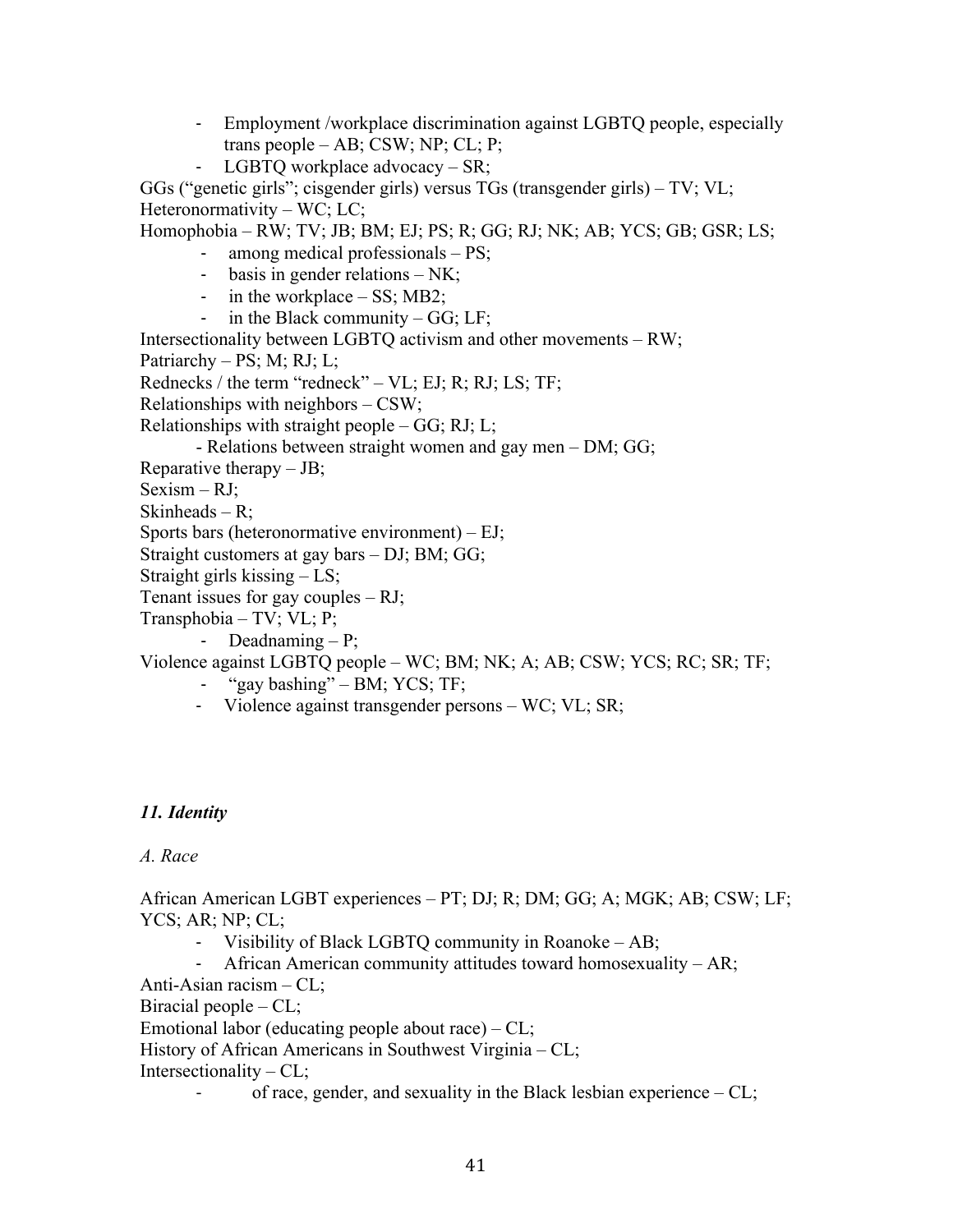- Employment /workplace discrimination against LGBTQ people, especially trans people – AB; CSW; NP; CL; P;
- LGBTQ workplace advocacy – SR;

GGs (“genetic girls”; cisgender girls) versus TGs (transgender girls) – TV; VL;
Heteronormativity – WC; LC;
Homophobia – RW; TV; JB; BM; EJ; PS; R; GG; RJ; NK; AB; YCS; GB; GSR; LS;

- among medical professionals – PS;
- basis in gender relations – NK;
- in the workplace – SS; MB2;
- in the Black community – GG; LF;

Intersectionality between LGBTQ activism and other movements – RW;
Patriarchy – PS; M; RJ; L;
Rednecks / the term “redneck” – VL; EJ; R; RJ; LS; TF;
Relationships with neighbors – CSW;
Relationships with straight people – GG; RJ; L;

- Relations between straight women and gay men – DM; GG;

Reparative therapy – JB;
Sexism – RJ;
Skinheads – R;
Sports bars (heteronormative environment) – EJ;
Straight customers at gay bars – DJ; BM; GG;
Straight girls kissing – LS;
Tenant issues for gay couples – RJ;
Transphobia – TV; VL; P;

- Deadnaming – P;

Violence against LGBTQ people – WC; BM; NK; A; AB; CSW; YCS; RC; SR; TF;

- “gay bashing” – BM; YCS; TF;
- Violence against transgender persons – WC; VL; SR;

### *11. Identity*

*A. Race*

African American LGBT experiences – PT; DJ; R; DM; GG; A; MGK; AB; CSW; LF; YCS; AR; NP; CL;

- Visibility of Black LGBTQ community in Roanoke – AB;
- African American community attitudes toward homosexuality – AR;

Anti-Asian racism – CL;
Biracial people – CL;
Emotional labor (educating people about race) – CL;
History of African Americans in Southwest Virginia – CL;
Intersectionality – CL;

- of race, gender, and sexuality in the Black lesbian experience – CL;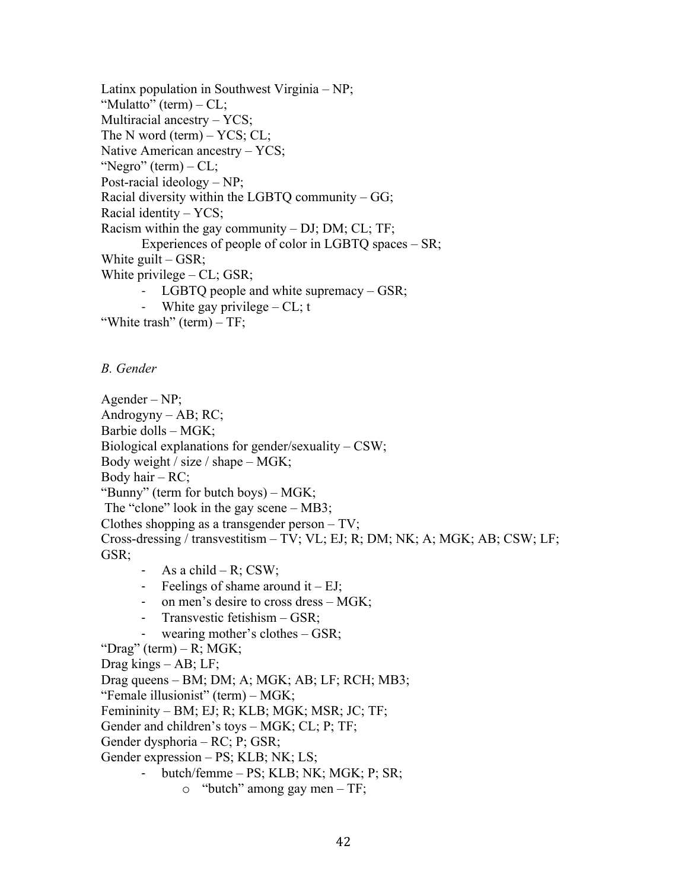Latinx population in Southwest Virginia – NP;
"Mulatto" (term) – CL;
Multiracial ancestry – YCS;
The N word (term) – YCS; CL;
Native American ancestry – YCS;
"Negro" (term) – CL;
Post-racial ideology – NP;
Racial diversity within the LGBTQ community – GG;
Racial identity – YCS;
Racism within the gay community – DJ; DM; CL; TF;
    Experiences of people of color in LGBTQ spaces – SR;
White guilt – GSR;
White privilege – CL; GSR;

- LGBTQ people and white supremacy – GSR;
- White gay privilege – CL; t

"White trash" (term) – TF;

*B. Gender*

Agender – NP;
Androgyny – AB; RC;
Barbie dolls – MGK;
Biological explanations for gender/sexuality – CSW;
Body weight / size / shape – MGK;
Body hair – RC;
"Bunny" (term for butch boys) – MGK;
The "clone" look in the gay scene – MB3;
Clothes shopping as a transgender person – TV;
Cross-dressing / transvestitism – TV; VL; EJ; R; DM; NK; A; MGK; AB; CSW; LF; GSR;

- As a child – R; CSW;
- Feelings of shame around it – EJ;
- on men's desire to cross dress – MGK;
- Transvestic fetishism – GSR;
- wearing mother's clothes – GSR;

"Drag" (term) – R; MGK;
Drag kings – AB; LF;
Drag queens – BM; DM; A; MGK; AB; LF; RCH; MB3;
"Female illusionist" (term) – MGK;
Femininity – BM; EJ; R; KLB; MGK; MSR; JC; TF;
Gender and children's toys – MGK; CL; P; TF;
Gender dysphoria – RC; P; GSR;
Gender expression – PS; KLB; NK; LS;

- butch/femme – PS; KLB; NK; MGK; P; SR;
    - "butch" among gay men – TF;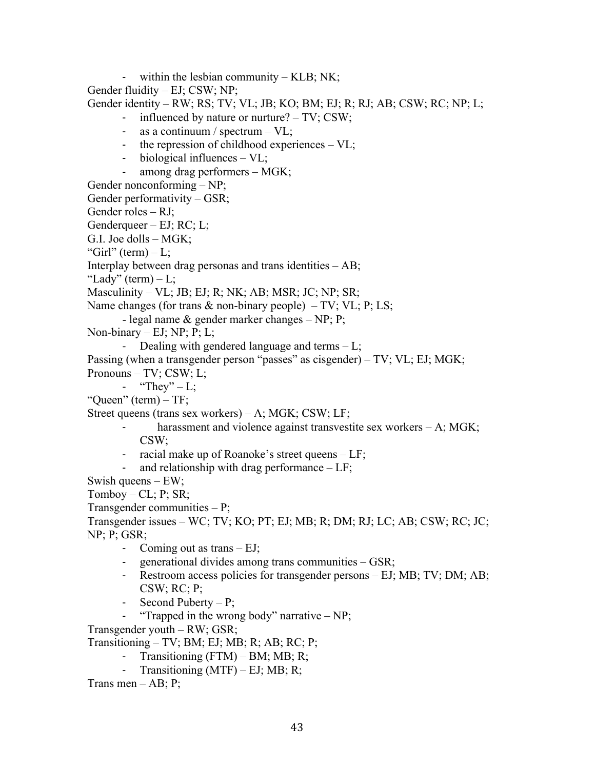- within the lesbian community – KLB; NK;

Gender fluidity – EJ; CSW; NP;

Gender identity – RW; RS; TV; VL; JB; KO; BM; EJ; R; RJ; AB; CSW; RC; NP; L;

- influenced by nature or nurture? – TV; CSW;
- as a continuum / spectrum – VL;
- the repression of childhood experiences – VL;
- biological influences – VL;
- among drag performers – MGK;

Gender nonconforming – NP;

Gender performativity – GSR;

Gender roles – RJ;

Genderqueer – EJ; RC; L;

G.I. Joe dolls – MGK;

"Girl" (term) – L;

Interplay between drag personas and trans identities – AB;

"Lady" (term) – L;

Masculinity – VL; JB; EJ; R; NK; AB; MSR; JC; NP; SR;

Name changes (for trans & non-binary people) – TV; VL; P; LS;

- legal name & gender marker changes – NP; P;

Non-binary – EJ; NP; P; L;

- Dealing with gendered language and terms – L;

Passing (when a transgender person "passes" as cisgender) – TV; VL; EJ; MGK;

Pronouns – TV; CSW; L;

- "They" – L;

"Queen" (term) – TF;

Street queens (trans sex workers) – A; MGK; CSW; LF;

- harassment and violence against transvestite sex workers – A; MGK; CSW;
- racial make up of Roanoke's street queens – LF;
- and relationship with drag performance – LF;

Swish queens – EW;

Tomboy – CL; P; SR;

Transgender communities – P;

Transgender issues – WC; TV; KO; PT; EJ; MB; R; DM; RJ; LC; AB; CSW; RC; JC; NP; P; GSR;

- Coming out as trans – EJ;
- generational divides among trans communities – GSR;
- Restroom access policies for transgender persons – EJ; MB; TV; DM; AB; CSW; RC; P;
- Second Puberty – P;
- "Trapped in the wrong body" narrative – NP;

Transgender youth – RW; GSR;

Transitioning – TV; BM; EJ; MB; R; AB; RC; P;

- Transitioning (FTM) – BM; MB; R;
- Transitioning (MTF) – EJ; MB; R;

Trans men – AB; P;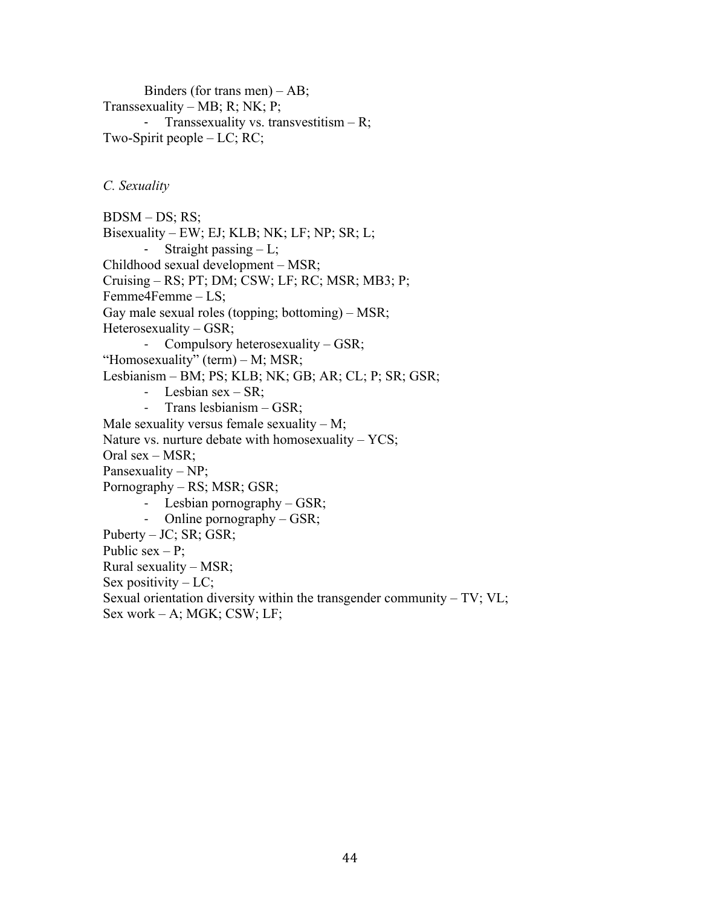Binders (for trans men) – AB;

Transsexuality – MB; R; NK; P;

- Transsexuality vs. transvestitism – R;

Two-Spirit people – LC; RC;

*C. Sexuality*

BDSM – DS; RS;

Bisexuality – EW; EJ; KLB; NK; LF; NP; SR; L;

- Straight passing – L;

Childhood sexual development – MSR;

Cruising – RS; PT; DM; CSW; LF; RC; MSR; MB3; P;

Femme4Femme – LS;

Gay male sexual roles (topping; bottoming) – MSR;

Heterosexuality – GSR;

- Compulsory heterosexuality – GSR;

"Homosexuality" (term) – M; MSR;

Lesbianism – BM; PS; KLB; NK; GB; AR; CL; P; SR; GSR;

- Lesbian sex – SR;
- Trans lesbianism – GSR;

Male sexuality versus female sexuality – M;

Nature vs. nurture debate with homosexuality – YCS;

Oral sex – MSR;

Pansexuality – NP;

Pornography – RS; MSR; GSR;

- Lesbian pornography – GSR;
- Online pornography – GSR;

Puberty – JC; SR; GSR;

Public sex – P;

Rural sexuality – MSR;

Sex positivity – LC;

Sexual orientation diversity within the transgender community – TV; VL;

Sex work – A; MGK; CSW; LF;